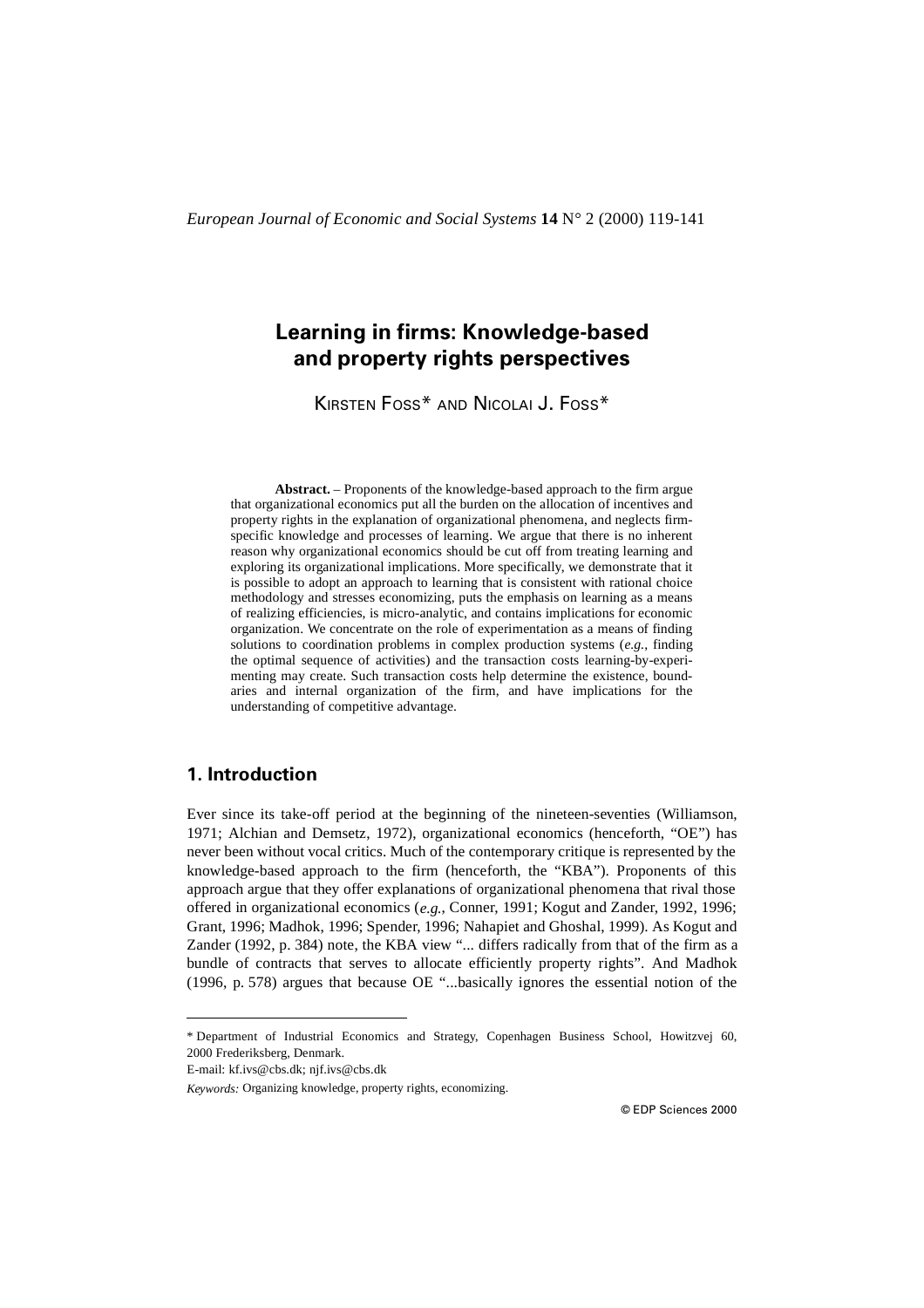# Learning in firms: Knowledge-based and property rights perspectives

KIRSTEN FOSS* AND NICOLAI J. FOSS*

**Abstract.** – Proponents of the knowledge-based approach to the firm argue that organizational economics put all the burden on the allocation of incentives and property rights in the explanation of organizational phenomena, and neglects firm-specific knowledge and processes of learning. We argue that there is no inherent reason why organizational economics should be cut off from treating learning and exploring its organizational implications. More specifically, we demonstrate that it is possible to adopt an approach to learning that is consistent with rational choice methodology and stresses economizing, puts the emphasis on learning as a means of realizing efficiencies, is micro-analytic, and contains implications for economic organization. We concentrate on the role of experimentation as a means of finding solutions to coordination problems in complex production systems (*e.g.*, finding the optimal sequence of activities) and the transaction costs learning-by-experimenting may create. Such transaction costs help determine the existence, boundaries and internal organization of the firm, and have implications for the understanding of competitive advantage.

## 1. Introduction

Ever since its take-off period at the beginning of the nineteen-seventies (Williamson, 1971; Alchian and Demsetz, 1972), organizational economics (henceforth, "OE") has never been without vocal critics. Much of the contemporary critique is represented by the knowledge-based approach to the firm (henceforth, the "KBA"). Proponents of this approach argue that they offer explanations of organizational phenomena that rival those offered in organizational economics (*e.g.*, Conner, 1991; Kogut and Zander, 1992, 1996; Grant, 1996; Madhok, 1996; Spender, 1996; Nahapiet and Ghoshal, 1999). As Kogut and Zander (1992, p. 384) note, the KBA view "... differs radically from that of the firm as a bundle of contracts that serves to allocate efficiently property rights". And Madhok (1996, p. 578) argues that because OE "...basically ignores the essential notion of the

---

* Department of Industrial Economics and Strategy, Copenhagen Business School, Howitzvej 60, 2000 Frederiksberg, Denmark.
E-mail: kf.ivs@cbs.dk; njf.ivs@cbs.dk

*Keywords:* Organizing knowledge, property rights, economizing.

© EDP Sciences 2000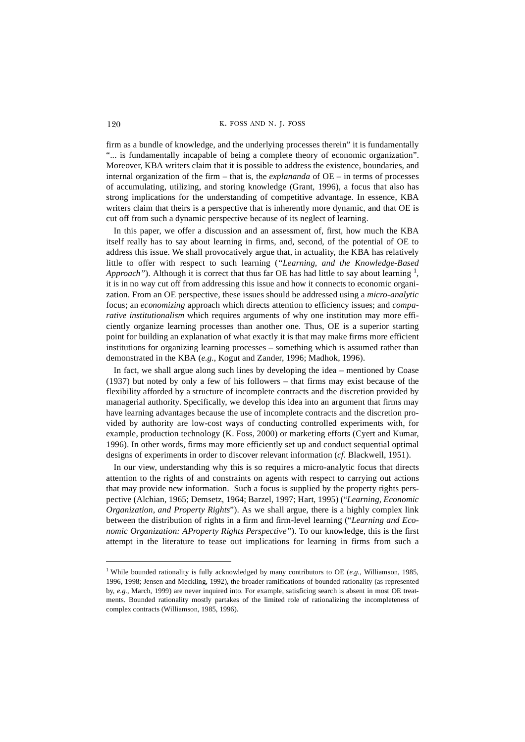firm as a bundle of knowledge, and the underlying processes therein" it is fundamentally "... is fundamentally incapable of being a complete theory of economic organization". Moreover, KBA writers claim that it is possible to address the existence, boundaries, and internal organization of the firm – that is, the *explananda* of OE – in terms of processes of accumulating, utilizing, and storing knowledge (Grant, 1996), a focus that also has strong implications for the understanding of competitive advantage. In essence, KBA writers claim that theirs is a perspective that is inherently more dynamic, and that OE is cut off from such a dynamic perspective because of its neglect of learning.

In this paper, we offer a discussion and an assessment of, first, how much the KBA itself really has to say about learning in firms, and, second, of the potential of OE to address this issue. We shall provocatively argue that, in actuality, the KBA has relatively little to offer with respect to such learning (*"Learning, and the Knowledge-Based Approach"*). Although it is correct that thus far OE has had little to say about learning [1], it is in no way cut off from addressing this issue and how it connects to economic organization. From an OE perspective, these issues should be addressed using a *micro-analytic* focus; an *economizing* approach which directs attention to efficiency issues; and *comparative institutionalism* which requires arguments of why one institution may more efficiently organize learning processes than another one. Thus, OE is a superior starting point for building an explanation of what exactly it is that may make firms more efficient institutions for organizing learning processes – something which is assumed rather than demonstrated in the KBA (*e.g.*, Kogut and Zander, 1996; Madhok, 1996).

In fact, we shall argue along such lines by developing the idea – mentioned by Coase (1937) but noted by only a few of his followers – that firms may exist because of the flexibility afforded by a structure of incomplete contracts and the discretion provided by managerial authority. Specifically, we develop this idea into an argument that firms may have learning advantages because the use of incomplete contracts and the discretion provided by authority are low-cost ways of conducting controlled experiments with, for example, production technology (K. Foss, 2000) or marketing efforts (Cyert and Kumar, 1996). In other words, firms may more efficiently set up and conduct sequential optimal designs of experiments in order to discover relevant information (*cf*. Blackwell, 1951).

In our view, understanding why this is so requires a micro-analytic focus that directs attention to the rights of and constraints on agents with respect to carrying out actions that may provide new information. Such a focus is supplied by the property rights perspective (Alchian, 1965; Demsetz, 1964; Barzel, 1997; Hart, 1995) (*"Learning, Economic Organization, and Property Rights"*). As we shall argue, there is a highly complex link between the distribution of rights in a firm and firm-level learning (*"Learning and Economic Organization: AProperty Rights Perspective"*). To our knowledge, this is the first attempt in the literature to tease out implications for learning in firms from such a

---

[1] While bounded rationality is fully acknowledged by many contributors to OE (*e.g.*, Williamson, 1985, 1996, 1998; Jensen and Meckling, 1992), the broader ramifications of bounded rationality (as represented by, *e.g.*, March, 1999) are never inquired into. For example, satisficing search is absent in most OE treatments. Bounded rationality mostly partakes of the limited role of rationalizing the incompleteness of complex contracts (Williamson, 1985, 1996).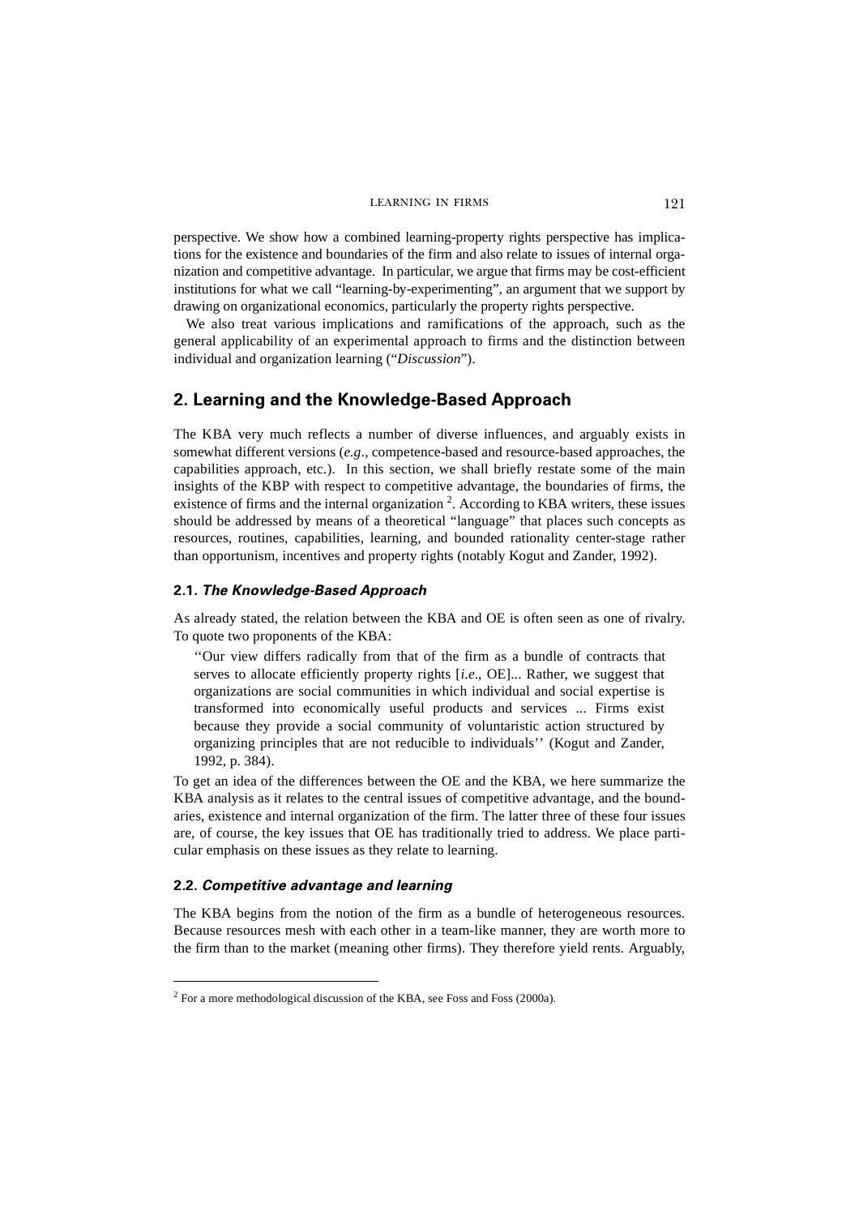perspective. We show how a combined learning-property rights perspective has implications for the existence and boundaries of the firm and also relate to issues of internal organization and competitive advantage. In particular, we argue that firms may be cost-efficient institutions for what we call "learning-by-experimenting", an argument that we support by drawing on organizational economics, particularly the property rights perspective.

We also treat various implications and ramifications of the approach, such as the general applicability of an experimental approach to firms and the distinction between individual and organization learning ("*Discussion*").

## 2. Learning and the Knowledge-Based Approach

The KBA very much reflects a number of diverse influences, and arguably exists in somewhat different versions (*e.g*., competence-based and resource-based approaches, the capabilities approach, etc.). In this section, we shall briefly restate some of the main insights of the KBP with respect to competitive advantage, the boundaries of firms, the existence of firms and the internal organization [2]. According to KBA writers, these issues should be addressed by means of a theoretical "language" that places such concepts as resources, routines, capabilities, learning, and bounded rationality center-stage rather than opportunism, incentives and property rights (notably Kogut and Zander, 1992).

### 2.1. *The Knowledge-Based Approach*

As already stated, the relation between the KBA and OE is often seen as one of rivalry. To quote two proponents of the KBA:

> ''Our view differs radically from that of the firm as a bundle of contracts that serves to allocate efficiently property rights [*i.e*., OE]... Rather, we suggest that organizations are social communities in which individual and social expertise is transformed into economically useful products and services ... Firms exist because they provide a social community of voluntaristic action structured by organizing principles that are not reducible to individuals'' (Kogut and Zander, 1992, p. 384).

To get an idea of the differences between the OE and the KBA, we here summarize the KBA analysis as it relates to the central issues of competitive advantage, and the boundaries, existence and internal organization of the firm. The latter three of these four issues are, of course, the key issues that OE has traditionally tried to address. We place particular emphasis on these issues as they relate to learning.

### 2.2. *Competitive advantage and learning*

The KBA begins from the notion of the firm as a bundle of heterogeneous resources. Because resources mesh with each other in a team-like manner, they are worth more to the firm than to the market (meaning other firms). They therefore yield rents. Arguably,

[2] For a more methodological discussion of the KBA, see Foss and Foss (2000a).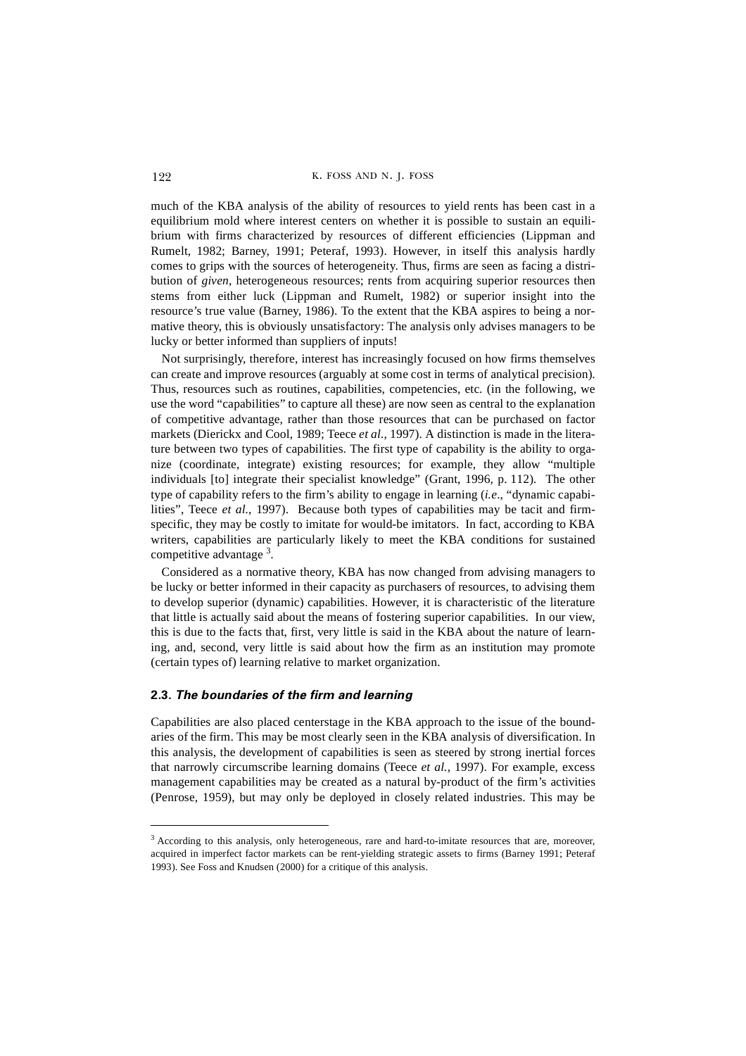much of the KBA analysis of the ability of resources to yield rents has been cast in a equilibrium mold where interest centers on whether it is possible to sustain an equilibrium with firms characterized by resources of different efficiencies (Lippman and Rumelt, 1982; Barney, 1991; Peteraf, 1993). However, in itself this analysis hardly comes to grips with the sources of heterogeneity. Thus, firms are seen as facing a distribution of *given*, heterogeneous resources; rents from acquiring superior resources then stems from either luck (Lippman and Rumelt, 1982) or superior insight into the resource's true value (Barney, 1986). To the extent that the KBA aspires to being a normative theory, this is obviously unsatisfactory: The analysis only advises managers to be lucky or better informed than suppliers of inputs!

Not surprisingly, therefore, interest has increasingly focused on how firms themselves can create and improve resources (arguably at some cost in terms of analytical precision). Thus, resources such as routines, capabilities, competencies, etc. (in the following, we use the word "capabilities" to capture all these) are now seen as central to the explanation of competitive advantage, rather than those resources that can be purchased on factor markets (Dierickx and Cool, 1989; Teece *et al*., 1997). A distinction is made in the literature between two types of capabilities. The first type of capability is the ability to organize (coordinate, integrate) existing resources; for example, they allow "multiple individuals [to] integrate their specialist knowledge" (Grant, 1996, p. 112). The other type of capability refers to the firm's ability to engage in learning (*i.e*., "dynamic capabilities", Teece *et al*., 1997). Because both types of capabilities may be tacit and firm-specific, they may be costly to imitate for would-be imitators. In fact, according to KBA writers, capabilities are particularly likely to meet the KBA conditions for sustained competitive advantage [3].

Considered as a normative theory, KBA has now changed from advising managers to be lucky or better informed in their capacity as purchasers of resources, to advising them to develop superior (dynamic) capabilities. However, it is characteristic of the literature that little is actually said about the means of fostering superior capabilities. In our view, this is due to the facts that, first, very little is said in the KBA about the nature of learning, and, second, very little is said about how the firm as an institution may promote (certain types of) learning relative to market organization.

### 2.3. *The boundaries of the firm and learning*

Capabilities are also placed centerstage in the KBA approach to the issue of the boundaries of the firm. This may be most clearly seen in the KBA analysis of diversification. In this analysis, the development of capabilities is seen as steered by strong inertial forces that narrowly circumscribe learning domains (Teece *et al.*, 1997). For example, excess management capabilities may be created as a natural by-product of the firm's activities (Penrose, 1959), but may only be deployed in closely related industries. This may be

[3] According to this analysis, only heterogeneous, rare and hard-to-imitate resources that are, moreover, acquired in imperfect factor markets can be rent-yielding strategic assets to firms (Barney 1991; Peteraf 1993). See Foss and Knudsen (2000) for a critique of this analysis.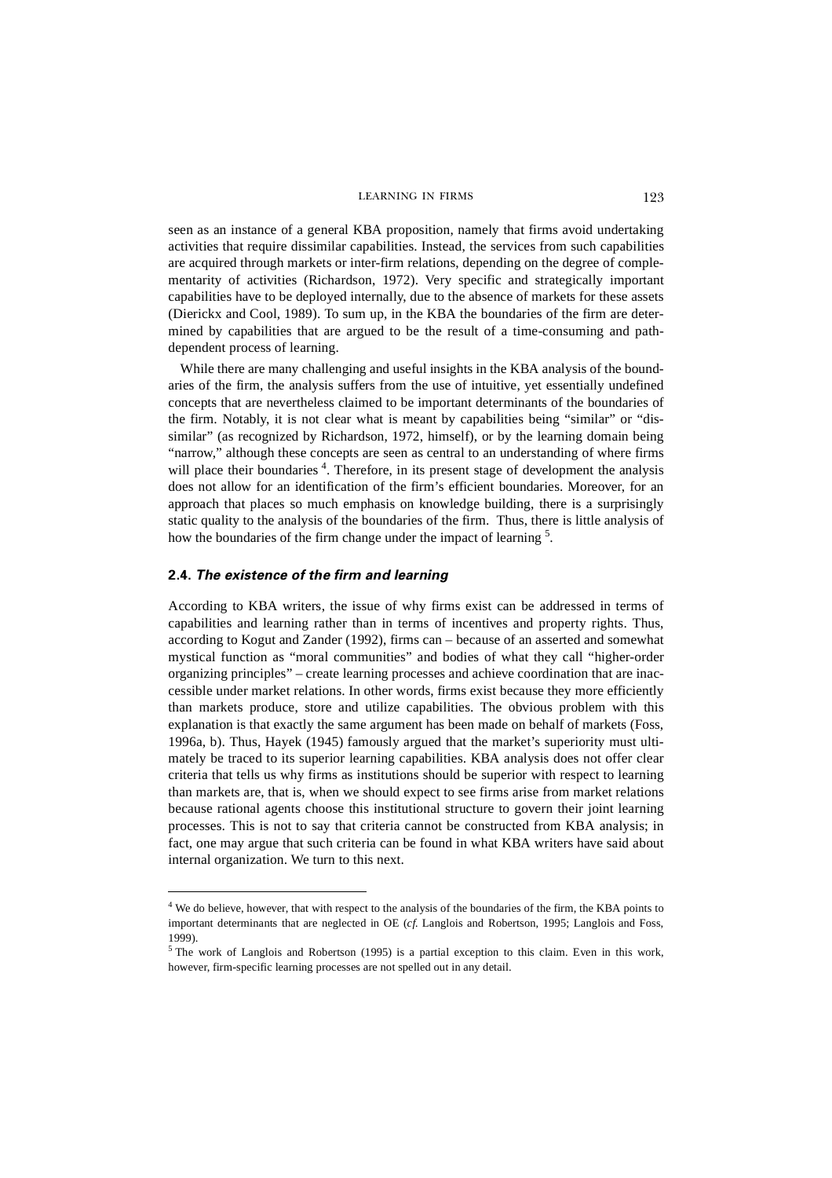seen as an instance of a general KBA proposition, namely that firms avoid undertaking activities that require dissimilar capabilities. Instead, the services from such capabilities are acquired through markets or inter-firm relations, depending on the degree of complementarity of activities (Richardson, 1972). Very specific and strategically important capabilities have to be deployed internally, due to the absence of markets for these assets (Dierickx and Cool, 1989). To sum up, in the KBA the boundaries of the firm are determined by capabilities that are argued to be the result of a time-consuming and path-dependent process of learning.

While there are many challenging and useful insights in the KBA analysis of the boundaries of the firm, the analysis suffers from the use of intuitive, yet essentially undefined concepts that are nevertheless claimed to be important determinants of the boundaries of the firm. Notably, it is not clear what is meant by capabilities being "similar" or "dissimilar" (as recognized by Richardson, 1972, himself), or by the learning domain being "narrow," although these concepts are seen as central to an understanding of where firms will place their boundaries [4]. Therefore, in its present stage of development the analysis does not allow for an identification of the firm's efficient boundaries. Moreover, for an approach that places so much emphasis on knowledge building, there is a surprisingly static quality to the analysis of the boundaries of the firm. Thus, there is little analysis of how the boundaries of the firm change under the impact of learning [5].

### 2.4. *The existence of the firm and learning*

According to KBA writers, the issue of why firms exist can be addressed in terms of capabilities and learning rather than in terms of incentives and property rights. Thus, according to Kogut and Zander (1992), firms can – because of an asserted and somewhat mystical function as "moral communities" and bodies of what they call "higher-order organizing principles" – create learning processes and achieve coordination that are inaccessible under market relations. In other words, firms exist because they more efficiently than markets produce, store and utilize capabilities. The obvious problem with this explanation is that exactly the same argument has been made on behalf of markets (Foss, 1996a, b). Thus, Hayek (1945) famously argued that the market's superiority must ultimately be traced to its superior learning capabilities. KBA analysis does not offer clear criteria that tells us why firms as institutions should be superior with respect to learning than markets are, that is, when we should expect to see firms arise from market relations because rational agents choose this institutional structure to govern their joint learning processes. This is not to say that criteria cannot be constructed from KBA analysis; in fact, one may argue that such criteria can be found in what KBA writers have said about internal organization. We turn to this next.

---

[4] We do believe, however, that with respect to the analysis of the boundaries of the firm, the KBA points to important determinants that are neglected in OE (*cf.* Langlois and Robertson, 1995; Langlois and Foss, 1999).

[5] The work of Langlois and Robertson (1995) is a partial exception to this claim. Even in this work, however, firm-specific learning processes are not spelled out in any detail.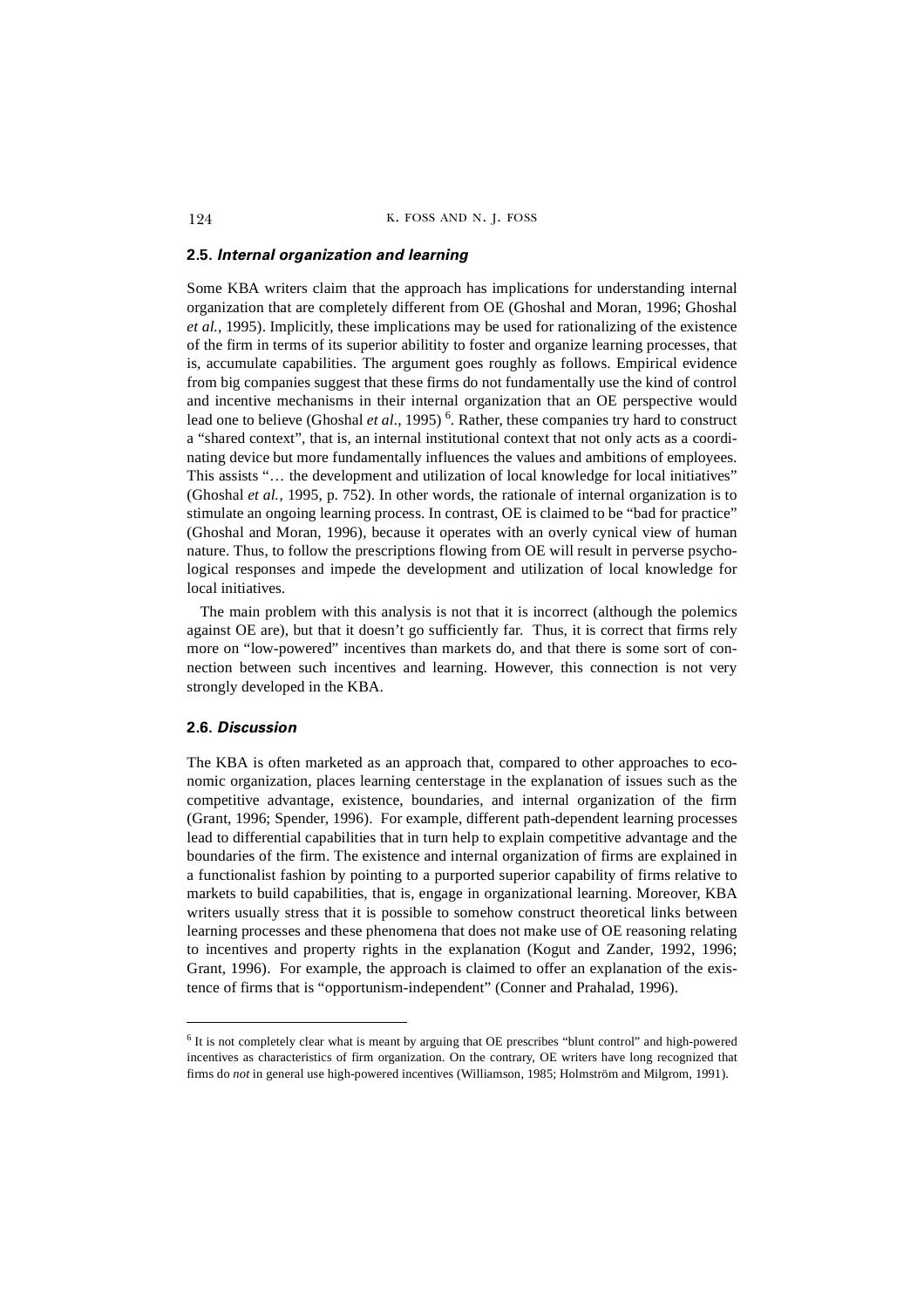### 2.5. *Internal organization and learning*

Some KBA writers claim that the approach has implications for understanding internal organization that are completely different from OE (Ghoshal and Moran, 1996; Ghoshal *et al.*, 1995). Implicitly, these implications may be used for rationalizing of the existence of the firm in terms of its superior abilitity to foster and organize learning processes, that is, accumulate capabilities. The argument goes roughly as follows. Empirical evidence from big companies suggest that these firms do not fundamentally use the kind of control and incentive mechanisms in their internal organization that an OE perspective would lead one to believe (Ghoshal *et al*., 1995) [6]. Rather, these companies try hard to construct a "shared context", that is, an internal institutional context that not only acts as a coordinating device but more fundamentally influences the values and ambitions of employees. This assists "… the development and utilization of local knowledge for local initiatives" (Ghoshal *et al.*, 1995, p. 752). In other words, the rationale of internal organization is to stimulate an ongoing learning process. In contrast, OE is claimed to be "bad for practice" (Ghoshal and Moran, 1996), because it operates with an overly cynical view of human nature. Thus, to follow the prescriptions flowing from OE will result in perverse psychological responses and impede the development and utilization of local knowledge for local initiatives.

The main problem with this analysis is not that it is incorrect (although the polemics against OE are), but that it doesn't go sufficiently far. Thus, it is correct that firms rely more on "low-powered" incentives than markets do, and that there is some sort of connection between such incentives and learning. However, this connection is not very strongly developed in the KBA.

### 2.6. *Discussion*

The KBA is often marketed as an approach that, compared to other approaches to economic organization, places learning centerstage in the explanation of issues such as the competitive advantage, existence, boundaries, and internal organization of the firm (Grant, 1996; Spender, 1996). For example, different path-dependent learning processes lead to differential capabilities that in turn help to explain competitive advantage and the boundaries of the firm. The existence and internal organization of firms are explained in a functionalist fashion by pointing to a purported superior capability of firms relative to markets to build capabilities, that is, engage in organizational learning. Moreover, KBA writers usually stress that it is possible to somehow construct theoretical links between learning processes and these phenomena that does not make use of OE reasoning relating to incentives and property rights in the explanation (Kogut and Zander, 1992, 1996; Grant, 1996). For example, the approach is claimed to offer an explanation of the existence of firms that is "opportunism-independent" (Conner and Prahalad, 1996).

---

[6] It is not completely clear what is meant by arguing that OE prescribes "blunt control" and high-powered incentives as characteristics of firm organization. On the contrary, OE writers have long recognized that firms do *not* in general use high-powered incentives (Williamson, 1985; Holmström and Milgrom, 1991).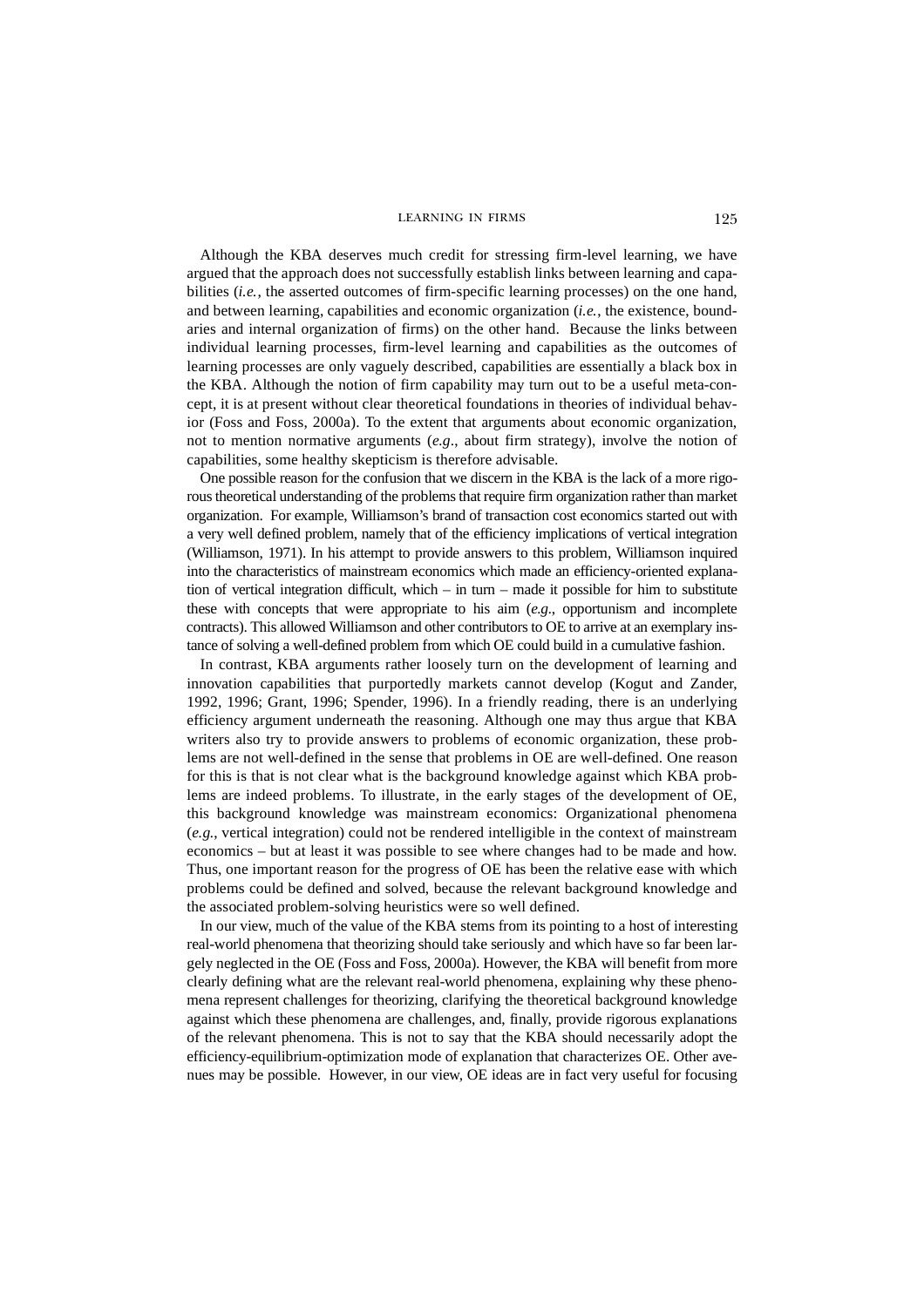Although the KBA deserves much credit for stressing firm-level learning, we have argued that the approach does not successfully establish links between learning and capabilities (*i.e.*, the asserted outcomes of firm-specific learning processes) on the one hand, and between learning, capabilities and economic organization (*i.e.*, the existence, boundaries and internal organization of firms) on the other hand. Because the links between individual learning processes, firm-level learning and capabilities as the outcomes of learning processes are only vaguely described, capabilities are essentially a black box in the KBA. Although the notion of firm capability may turn out to be a useful meta-concept, it is at present without clear theoretical foundations in theories of individual behavior (Foss and Foss, 2000a). To the extent that arguments about economic organization, not to mention normative arguments (*e.g*., about firm strategy), involve the notion of capabilities, some healthy skepticism is therefore advisable.

One possible reason for the confusion that we discern in the KBA is the lack of a more rigorous theoretical understanding of the problems that require firm organization rather than market organization. For example, Williamson's brand of transaction cost economics started out with a very well defined problem, namely that of the efficiency implications of vertical integration (Williamson, 1971). In his attempt to provide answers to this problem, Williamson inquired into the characteristics of mainstream economics which made an efficiency-oriented explanation of vertical integration difficult, which – in turn – made it possible for him to substitute these with concepts that were appropriate to his aim (*e.g*., opportunism and incomplete contracts). This allowed Williamson and other contributors to OE to arrive at an exemplary instance of solving a well-defined problem from which OE could build in a cumulative fashion.

In contrast, KBA arguments rather loosely turn on the development of learning and innovation capabilities that purportedly markets cannot develop (Kogut and Zander, 1992, 1996; Grant, 1996; Spender, 1996). In a friendly reading, there is an underlying efficiency argument underneath the reasoning. Although one may thus argue that KBA writers also try to provide answers to problems of economic organization, these problems are not well-defined in the sense that problems in OE are well-defined. One reason for this is that is not clear what is the background knowledge against which KBA problems are indeed problems. To illustrate, in the early stages of the development of OE, this background knowledge was mainstream economics: Organizational phenomena (*e.g.*, vertical integration) could not be rendered intelligible in the context of mainstream economics – but at least it was possible to see where changes had to be made and how. Thus, one important reason for the progress of OE has been the relative ease with which problems could be defined and solved, because the relevant background knowledge and the associated problem-solving heuristics were so well defined.

In our view, much of the value of the KBA stems from its pointing to a host of interesting real-world phenomena that theorizing should take seriously and which have so far been largely neglected in the OE (Foss and Foss, 2000a). However, the KBA will benefit from more clearly defining what are the relevant real-world phenomena, explaining why these phenomena represent challenges for theorizing, clarifying the theoretical background knowledge against which these phenomena are challenges, and, finally, provide rigorous explanations of the relevant phenomena. This is not to say that the KBA should necessarily adopt the efficiency-equilibrium-optimization mode of explanation that characterizes OE. Other avenues may be possible. However, in our view, OE ideas are in fact very useful for focusing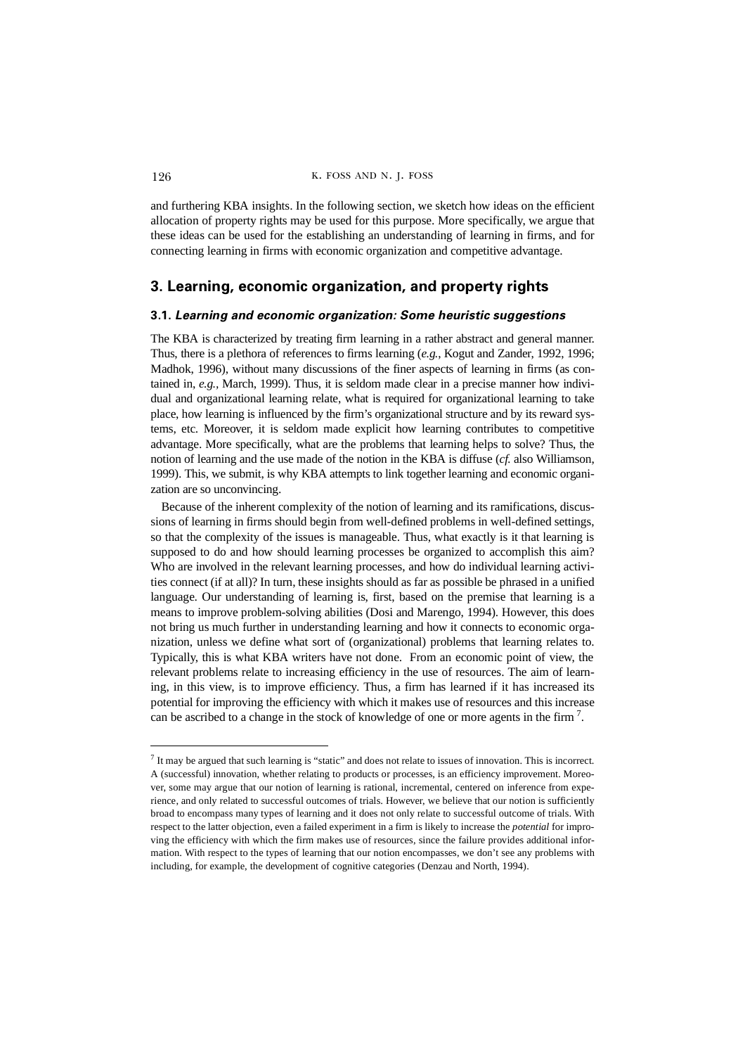and furthering KBA insights. In the following section, we sketch how ideas on the efficient allocation of property rights may be used for this purpose. More specifically, we argue that these ideas can be used for the establishing an understanding of learning in firms, and for connecting learning in firms with economic organization and competitive advantage.

## 3. Learning, economic organization, and property rights

### 3.1. *Learning and economic organization: Some heuristic suggestions*

The KBA is characterized by treating firm learning in a rather abstract and general manner. Thus, there is a plethora of references to firms learning (*e.g.*, Kogut and Zander, 1992, 1996; Madhok, 1996), without many discussions of the finer aspects of learning in firms (as contained in, *e.g.*, March, 1999). Thus, it is seldom made clear in a precise manner how individual and organizational learning relate, what is required for organizational learning to take place, how learning is influenced by the firm's organizational structure and by its reward systems, etc. Moreover, it is seldom made explicit how learning contributes to competitive advantage. More specifically, what are the problems that learning helps to solve? Thus, the notion of learning and the use made of the notion in the KBA is diffuse (*cf.* also Williamson, 1999). This, we submit, is why KBA attempts to link together learning and economic organization are so unconvincing.

Because of the inherent complexity of the notion of learning and its ramifications, discussions of learning in firms should begin from well-defined problems in well-defined settings, so that the complexity of the issues is manageable. Thus, what exactly is it that learning is supposed to do and how should learning processes be organized to accomplish this aim? Who are involved in the relevant learning processes, and how do individual learning activities connect (if at all)? In turn, these insights should as far as possible be phrased in a unified language. Our understanding of learning is, first, based on the premise that learning is a means to improve problem-solving abilities (Dosi and Marengo, 1994). However, this does not bring us much further in understanding learning and how it connects to economic organization, unless we define what sort of (organizational) problems that learning relates to. Typically, this is what KBA writers have not done. From an economic point of view, the relevant problems relate to increasing efficiency in the use of resources. The aim of learning, in this view, is to improve efficiency. Thus, a firm has learned if it has increased its potential for improving the efficiency with which it makes use of resources and this increase can be ascribed to a change in the stock of knowledge of one or more agents in the firm [7].

---

[7] It may be argued that such learning is "static" and does not relate to issues of innovation. This is incorrect. A (successful) innovation, whether relating to products or processes, is an efficiency improvement. Moreover, some may argue that our notion of learning is rational, incremental, centered on inference from experience, and only related to successful outcomes of trials. However, we believe that our notion is sufficiently broad to encompass many types of learning and it does not only relate to successful outcome of trials. With respect to the latter objection, even a failed experiment in a firm is likely to increase the *potential* for improving the efficiency with which the firm makes use of resources, since the failure provides additional information. With respect to the types of learning that our notion encompasses, we don't see any problems with including, for example, the development of cognitive categories (Denzau and North, 1994).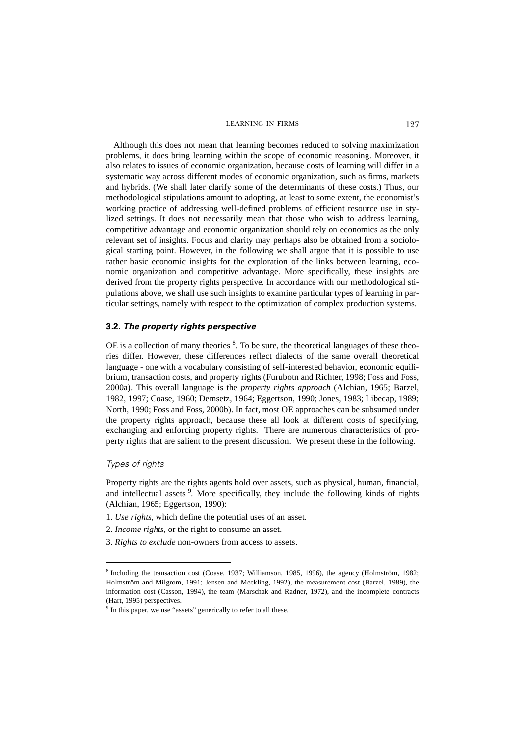Although this does not mean that learning becomes reduced to solving maximization problems, it does bring learning within the scope of economic reasoning. Moreover, it also relates to issues of economic organization, because costs of learning will differ in a systematic way across different modes of economic organization, such as firms, markets and hybrids. (We shall later clarify some of the determinants of these costs.) Thus, our methodological stipulations amount to adopting, at least to some extent, the economist's working practice of addressing well-defined problems of efficient resource use in stylized settings. It does not necessarily mean that those who wish to address learning, competitive advantage and economic organization should rely on economics as the only relevant set of insights. Focus and clarity may perhaps also be obtained from a sociological starting point. However, in the following we shall argue that it is possible to use rather basic economic insights for the exploration of the links between learning, economic organization and competitive advantage. More specifically, these insights are derived from the property rights perspective. In accordance with our methodological stipulations above, we shall use such insights to examine particular types of learning in particular settings, namely with respect to the optimization of complex production systems.

### 3.2. *The property rights perspective*

OE is a collection of many theories [8]. To be sure, the theoretical languages of these theories differ. However, these differences reflect dialects of the same overall theoretical language - one with a vocabulary consisting of self-interested behavior, economic equilibrium, transaction costs, and property rights (Furubotn and Richter, 1998; Foss and Foss, 2000a). This overall language is the *property rights approach* (Alchian, 1965; Barzel, 1982, 1997; Coase, 1960; Demsetz, 1964; Eggertson, 1990; Jones, 1983; Libecap, 1989; North, 1990; Foss and Foss, 2000b). In fact, most OE approaches can be subsumed under the property rights approach, because these all look at different costs of specifying, exchanging and enforcing property rights. There are numerous characteristics of property rights that are salient to the present discussion. We present these in the following.

#### *Types of rights*

Property rights are the rights agents hold over assets, such as physical, human, financial, and intellectual assets [9]. More specifically, they include the following kinds of rights (Alchian, 1965; Eggertson, 1990):

1. *Use rights*, which define the potential uses of an asset.
2. *Income rights*, or the right to consume an asset.
3. *Rights to exclude* non-owners from access to assets.

---

[8] Including the transaction cost (Coase, 1937; Williamson, 1985, 1996), the agency (Holmström, 1982; Holmström and Milgrom, 1991; Jensen and Meckling, 1992), the measurement cost (Barzel, 1989), the information cost (Casson, 1994), the team (Marschak and Radner, 1972), and the incomplete contracts (Hart, 1995) perspectives.

[9] In this paper, we use "assets" generically to refer to all these.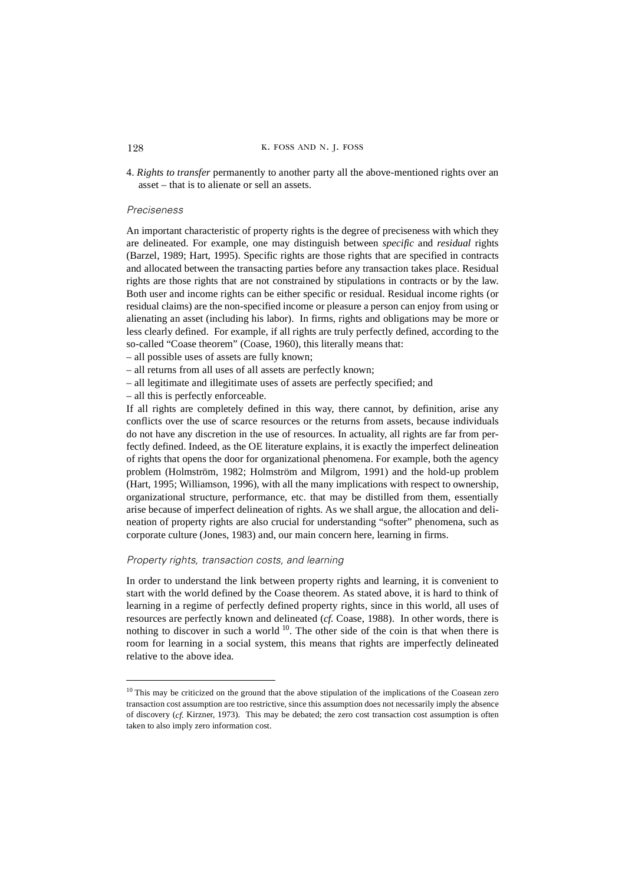4. *Rights to transfer* permanently to another party all the above-mentioned rights over an asset – that is to alienate or sell an assets.

### *Preciseness*

An important characteristic of property rights is the degree of preciseness with which they are delineated. For example, one may distinguish between *specific* and *residual* rights (Barzel, 1989; Hart, 1995). Specific rights are those rights that are specified in contracts and allocated between the transacting parties before any transaction takes place. Residual rights are those rights that are not constrained by stipulations in contracts or by the law. Both user and income rights can be either specific or residual. Residual income rights (or residual claims) are the non-specified income or pleasure a person can enjoy from using or alienating an asset (including his labor). In firms, rights and obligations may be more or less clearly defined. For example, if all rights are truly perfectly defined, according to the so-called "Coase theorem" (Coase, 1960), this literally means that:

– all possible uses of assets are fully known;
– all returns from all uses of all assets are perfectly known;
– all legitimate and illegitimate uses of assets are perfectly specified; and
– all this is perfectly enforceable.

If all rights are completely defined in this way, there cannot, by definition, arise any conflicts over the use of scarce resources or the returns from assets, because individuals do not have any discretion in the use of resources. In actuality, all rights are far from perfectly defined. Indeed, as the OE literature explains, it is exactly the imperfect delineation of rights that opens the door for organizational phenomena. For example, both the agency problem (Holmström, 1982; Holmström and Milgrom, 1991) and the hold-up problem (Hart, 1995; Williamson, 1996), with all the many implications with respect to ownership, organizational structure, performance, etc. that may be distilled from them, essentially arise because of imperfect delineation of rights. As we shall argue, the allocation and delineation of property rights are also crucial for understanding "softer" phenomena, such as corporate culture (Jones, 1983) and, our main concern here, learning in firms.

### *Property rights, transaction costs, and learning*

In order to understand the link between property rights and learning, it is convenient to start with the world defined by the Coase theorem. As stated above, it is hard to think of learning in a regime of perfectly defined property rights, since in this world, all uses of resources are perfectly known and delineated (*cf.* Coase, 1988). In other words, there is nothing to discover in such a world [10]. The other side of the coin is that when there is room for learning in a social system, this means that rights are imperfectly delineated relative to the above idea.

---

[10] This may be criticized on the ground that the above stipulation of the implications of the Coasean zero transaction cost assumption are too restrictive, since this assumption does not necessarily imply the absence of discovery (*cf.* Kirzner, 1973). This may be debated; the zero cost transaction cost assumption is often taken to also imply zero information cost.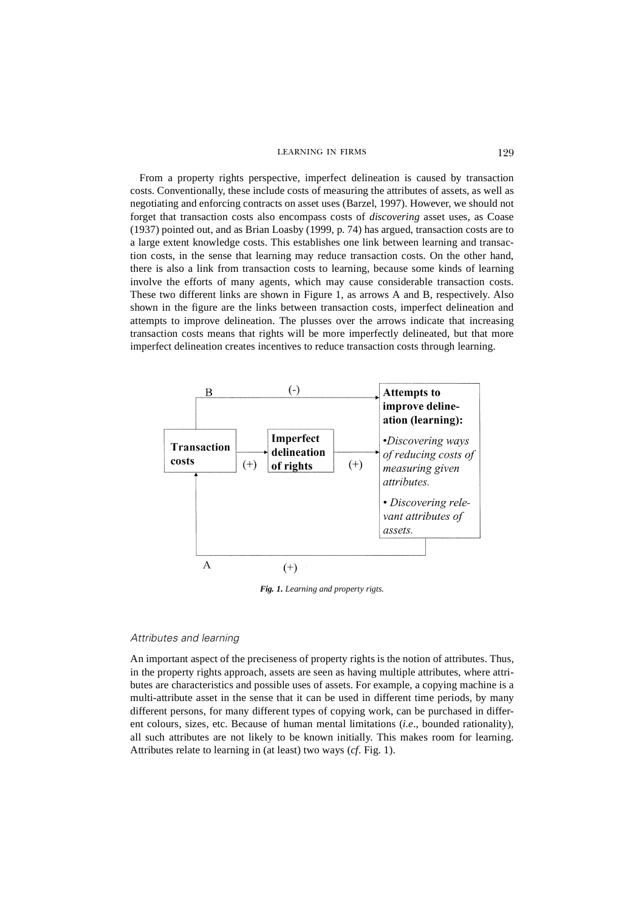From a property rights perspective, imperfect delineation is caused by transaction costs. Conventionally, these include costs of measuring the attributes of assets, as well as negotiating and enforcing contracts on asset uses (Barzel, 1997). However, we should not forget that transaction costs also encompass costs of *discovering* asset uses, as Coase (1937) pointed out, and as Brian Loasby (1999, p. 74) has argued, transaction costs are to a large extent knowledge costs. This establishes one link between learning and transaction costs, in the sense that learning may reduce transaction costs. On the other hand, there is also a link from transaction costs to learning, because some kinds of learning involve the efforts of many agents, which may cause considerable transaction costs. These two different links are shown in Figure 1, as arrows A and B, respectively. Also shown in the figure are the links between transaction costs, imperfect delineation and attempts to improve delineation. The plusses over the arrows indicate that increasing transaction costs means that rights will be more imperfectly delineated, but that more imperfect delineation creates incentives to reduce transaction costs through learning.

B (-)

**Transaction costs** (+) → **Imperfect delineation of rights** (+) → **Attempts to improve delineation (learning):**

•*Discovering ways of reducing costs of measuring given attributes.*

• *Discovering relevant attributes of assets.*

A (+)

***Fig. 1.*** *Learning and property rigts.*

### *Attributes and learning*

An important aspect of the preciseness of property rights is the notion of attributes. Thus, in the property rights approach, assets are seen as having multiple attributes, where attributes are characteristics and possible uses of assets. For example, a copying machine is a multi-attribute asset in the sense that it can be used in different time periods, by many different persons, for many different types of copying work, can be purchased in different colours, sizes, etc. Because of human mental limitations (*i.e*., bounded rationality), all such attributes are not likely to be known initially. This makes room for learning. Attributes relate to learning in (at least) two ways (*cf*. Fig. 1).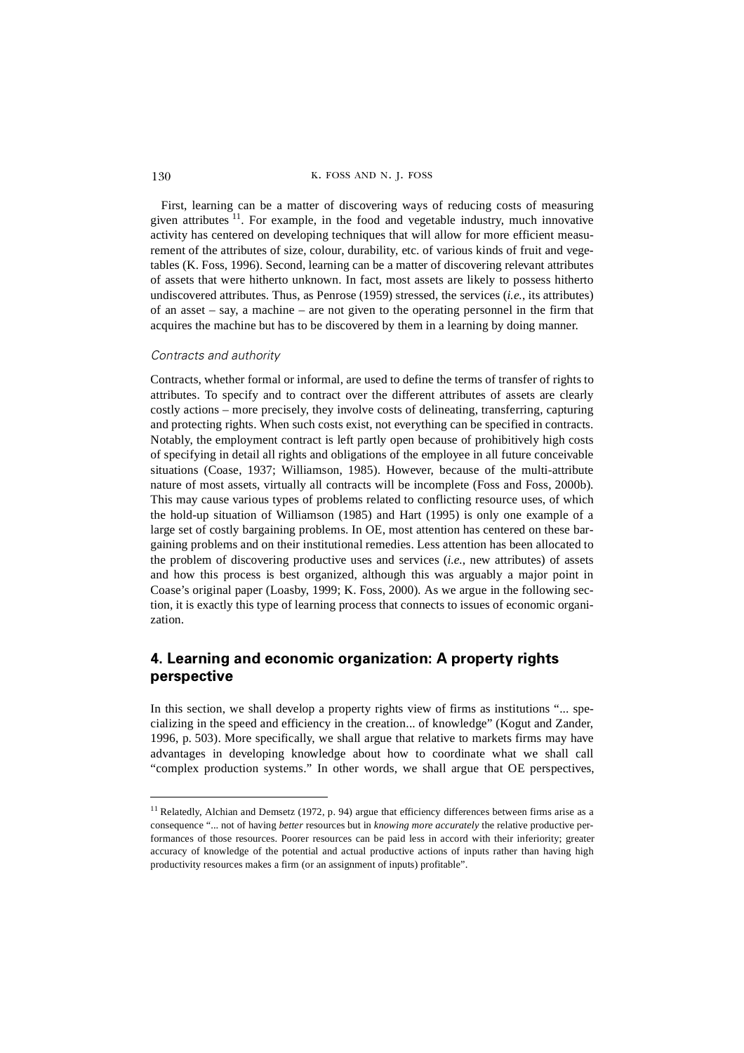First, learning can be a matter of discovering ways of reducing costs of measuring given attributes [11]. For example, in the food and vegetable industry, much innovative activity has centered on developing techniques that will allow for more efficient measurement of the attributes of size, colour, durability, etc. of various kinds of fruit and vegetables (K. Foss, 1996). Second, learning can be a matter of discovering relevant attributes of assets that were hitherto unknown. In fact, most assets are likely to possess hitherto undiscovered attributes. Thus, as Penrose (1959) stressed, the services (*i.e.*, its attributes) of an asset – say, a machine – are not given to the operating personnel in the firm that acquires the machine but has to be discovered by them in a learning by doing manner.

*Contracts and authority*

Contracts, whether formal or informal, are used to define the terms of transfer of rights to attributes. To specify and to contract over the different attributes of assets are clearly costly actions – more precisely, they involve costs of delineating, transferring, capturing and protecting rights. When such costs exist, not everything can be specified in contracts. Notably, the employment contract is left partly open because of prohibitively high costs of specifying in detail all rights and obligations of the employee in all future conceivable situations (Coase, 1937; Williamson, 1985). However, because of the multi-attribute nature of most assets, virtually all contracts will be incomplete (Foss and Foss, 2000b). This may cause various types of problems related to conflicting resource uses, of which the hold-up situation of Williamson (1985) and Hart (1995) is only one example of a large set of costly bargaining problems. In OE, most attention has centered on these bargaining problems and on their institutional remedies. Less attention has been allocated to the problem of discovering productive uses and services (*i.e.*, new attributes) of assets and how this process is best organized, although this was arguably a major point in Coase's original paper (Loasby, 1999; K. Foss, 2000). As we argue in the following section, it is exactly this type of learning process that connects to issues of economic organization.

## 4. Learning and economic organization: A property rights perspective

In this section, we shall develop a property rights view of firms as institutions "... specializing in the speed and efficiency in the creation... of knowledge" (Kogut and Zander, 1996, p. 503). More specifically, we shall argue that relative to markets firms may have advantages in developing knowledge about how to coordinate what we shall call "complex production systems." In other words, we shall argue that OE perspectives,

[11] Relatedly, Alchian and Demsetz (1972, p. 94) argue that efficiency differences between firms arise as a consequence "... not of having *better* resources but in *knowing more accurately* the relative productive performances of those resources. Poorer resources can be paid less in accord with their inferiority; greater accuracy of knowledge of the potential and actual productive actions of inputs rather than having high productivity resources makes a firm (or an assignment of inputs) profitable".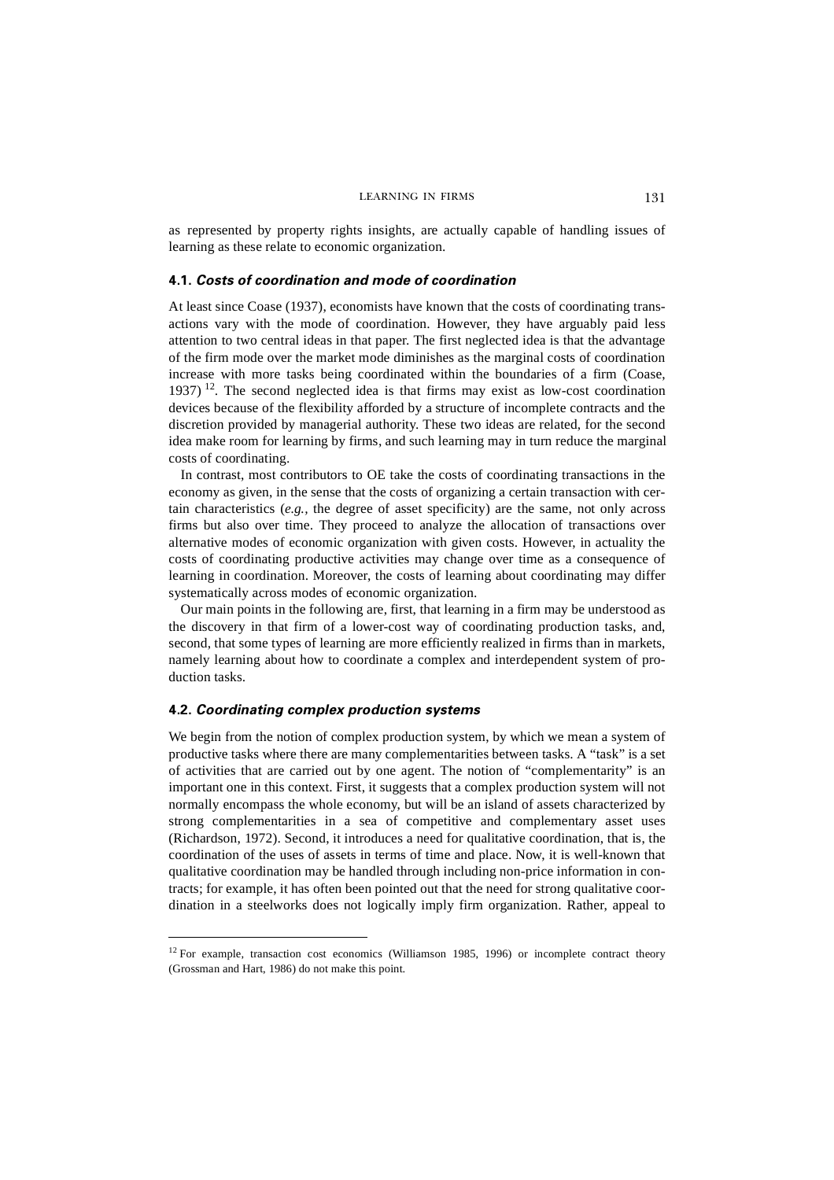as represented by property rights insights, are actually capable of handling issues of learning as these relate to economic organization.

### 4.1. *Costs of coordination and mode of coordination*

At least since Coase (1937), economists have known that the costs of coordinating transactions vary with the mode of coordination. However, they have arguably paid less attention to two central ideas in that paper. The first neglected idea is that the advantage of the firm mode over the market mode diminishes as the marginal costs of coordination increase with more tasks being coordinated within the boundaries of a firm (Coase, 1937) [12]. The second neglected idea is that firms may exist as low-cost coordination devices because of the flexibility afforded by a structure of incomplete contracts and the discretion provided by managerial authority. These two ideas are related, for the second idea make room for learning by firms, and such learning may in turn reduce the marginal costs of coordinating.

In contrast, most contributors to OE take the costs of coordinating transactions in the economy as given, in the sense that the costs of organizing a certain transaction with certain characteristics (*e.g.*, the degree of asset specificity) are the same, not only across firms but also over time. They proceed to analyze the allocation of transactions over alternative modes of economic organization with given costs. However, in actuality the costs of coordinating productive activities may change over time as a consequence of learning in coordination. Moreover, the costs of learning about coordinating may differ systematically across modes of economic organization.

Our main points in the following are, first, that learning in a firm may be understood as the discovery in that firm of a lower-cost way of coordinating production tasks, and, second, that some types of learning are more efficiently realized in firms than in markets, namely learning about how to coordinate a complex and interdependent system of production tasks.

### 4.2. *Coordinating complex production systems*

We begin from the notion of complex production system, by which we mean a system of productive tasks where there are many complementarities between tasks. A "task" is a set of activities that are carried out by one agent. The notion of "complementarity" is an important one in this context. First, it suggests that a complex production system will not normally encompass the whole economy, but will be an island of assets characterized by strong complementarities in a sea of competitive and complementary asset uses (Richardson, 1972). Second, it introduces a need for qualitative coordination, that is, the coordination of the uses of assets in terms of time and place. Now, it is well-known that qualitative coordination may be handled through including non-price information in contracts; for example, it has often been pointed out that the need for strong qualitative coordination in a steelworks does not logically imply firm organization. Rather, appeal to

---

[12] For example, transaction cost economics (Williamson 1985, 1996) or incomplete contract theory (Grossman and Hart, 1986) do not make this point.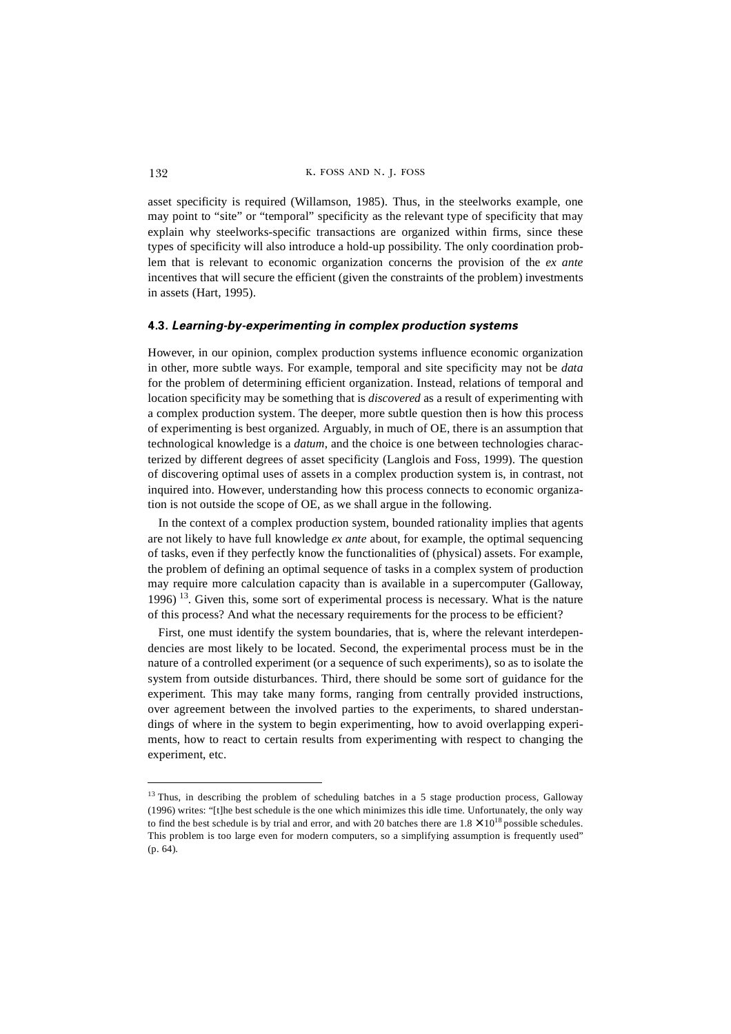asset specificity is required (Willamson, 1985). Thus, in the steelworks example, one may point to "site" or "temporal" specificity as the relevant type of specificity that may explain why steelworks-specific transactions are organized within firms, since these types of specificity will also introduce a hold-up possibility. The only coordination problem that is relevant to economic organization concerns the provision of the *ex ante* incentives that will secure the efficient (given the constraints of the problem) investments in assets (Hart, 1995).

### 4.3. *Learning-by-experimenting in complex production systems*

However, in our opinion, complex production systems influence economic organization in other, more subtle ways. For example, temporal and site specificity may not be *data* for the problem of determining efficient organization. Instead, relations of temporal and location specificity may be something that is *discovered* as a result of experimenting with a complex production system. The deeper, more subtle question then is how this process of experimenting is best organized. Arguably, in much of OE, there is an assumption that technological knowledge is a *datum*, and the choice is one between technologies characterized by different degrees of asset specificity (Langlois and Foss, 1999). The question of discovering optimal uses of assets in a complex production system is, in contrast, not inquired into. However, understanding how this process connects to economic organization is not outside the scope of OE, as we shall argue in the following.

In the context of a complex production system, bounded rationality implies that agents are not likely to have full knowledge *ex ante* about, for example, the optimal sequencing of tasks, even if they perfectly know the functionalities of (physical) assets. For example, the problem of defining an optimal sequence of tasks in a complex system of production may require more calculation capacity than is available in a supercomputer (Galloway, 1996) [13]. Given this, some sort of experimental process is necessary. What is the nature of this process? And what the necessary requirements for the process to be efficient?

First, one must identify the system boundaries, that is, where the relevant interdependencies are most likely to be located. Second, the experimental process must be in the nature of a controlled experiment (or a sequence of such experiments), so as to isolate the system from outside disturbances. Third, there should be some sort of guidance for the experiment. This may take many forms, ranging from centrally provided instructions, over agreement between the involved parties to the experiments, to shared understandings of where in the system to begin experimenting, how to avoid overlapping experiments, how to react to certain results from experimenting with respect to changing the experiment, etc.

---

[13] Thus, in describing the problem of scheduling batches in a 5 stage production process, Galloway (1996) writes: "[t]he best schedule is the one which minimizes this idle time. Unfortunately, the only way to find the best schedule is by trial and error, and with 20 batches there are $1.8 \times 10^{18}$ possible schedules. This problem is too large even for modern computers, so a simplifying assumption is frequently used" (p. 64).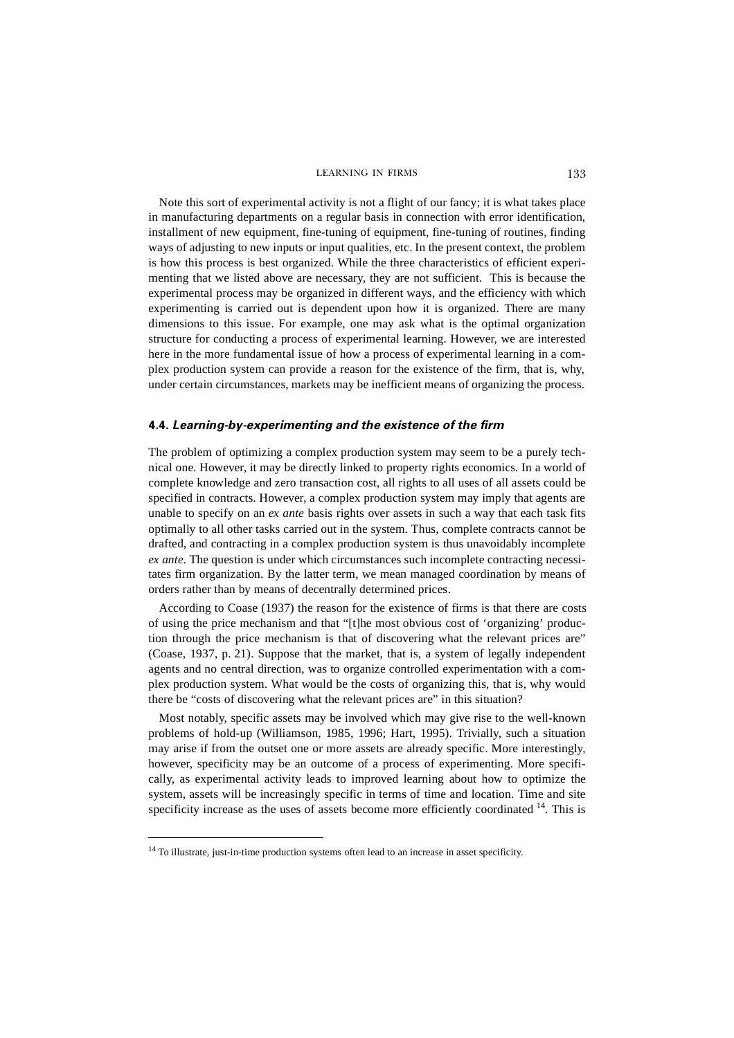Note this sort of experimental activity is not a flight of our fancy; it is what takes place in manufacturing departments on a regular basis in connection with error identification, installment of new equipment, fine-tuning of equipment, fine-tuning of routines, finding ways of adjusting to new inputs or input qualities, etc. In the present context, the problem is how this process is best organized. While the three characteristics of efficient experimenting that we listed above are necessary, they are not sufficient. This is because the experimental process may be organized in different ways, and the efficiency with which experimenting is carried out is dependent upon how it is organized. There are many dimensions to this issue. For example, one may ask what is the optimal organization structure for conducting a process of experimental learning. However, we are interested here in the more fundamental issue of how a process of experimental learning in a complex production system can provide a reason for the existence of the firm, that is, why, under certain circumstances, markets may be inefficient means of organizing the process.

### 4.4. *Learning-by-experimenting and the existence of the firm*

The problem of optimizing a complex production system may seem to be a purely technical one. However, it may be directly linked to property rights economics. In a world of complete knowledge and zero transaction cost, all rights to all uses of all assets could be specified in contracts. However, a complex production system may imply that agents are unable to specify on an *ex ante* basis rights over assets in such a way that each task fits optimally to all other tasks carried out in the system. Thus, complete contracts cannot be drafted, and contracting in a complex production system is thus unavoidably incomplete *ex ante*. The question is under which circumstances such incomplete contracting necessitates firm organization. By the latter term, we mean managed coordination by means of orders rather than by means of decentrally determined prices.

According to Coase (1937) the reason for the existence of firms is that there are costs of using the price mechanism and that "[t]he most obvious cost of 'organizing' production through the price mechanism is that of discovering what the relevant prices are" (Coase, 1937, p. 21). Suppose that the market, that is, a system of legally independent agents and no central direction, was to organize controlled experimentation with a complex production system. What would be the costs of organizing this, that is, why would there be "costs of discovering what the relevant prices are" in this situation?

Most notably, specific assets may be involved which may give rise to the well-known problems of hold-up (Williamson, 1985, 1996; Hart, 1995). Trivially, such a situation may arise if from the outset one or more assets are already specific. More interestingly, however, specificity may be an outcome of a process of experimenting. More specifically, as experimental activity leads to improved learning about how to optimize the system, assets will be increasingly specific in terms of time and location. Time and site specificity increase as the uses of assets become more efficiently coordinated [14]. This is

[14] To illustrate, just-in-time production systems often lead to an increase in asset specificity.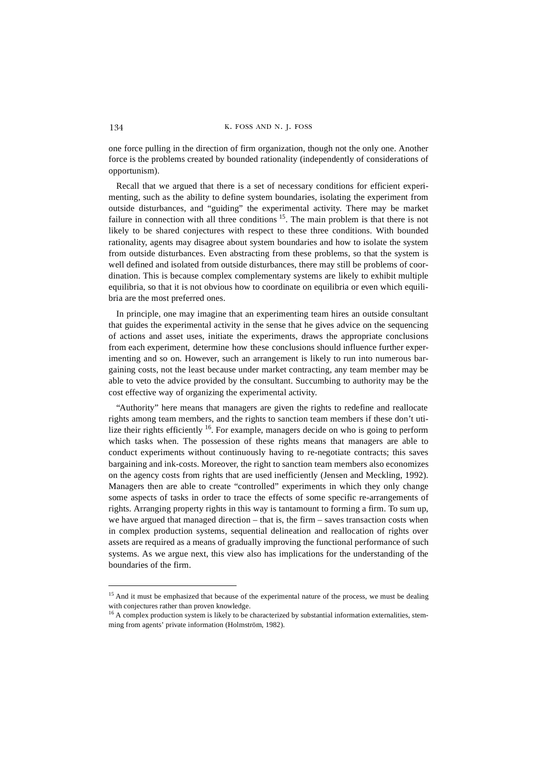one force pulling in the direction of firm organization, though not the only one. Another force is the problems created by bounded rationality (independently of considerations of opportunism).

Recall that we argued that there is a set of necessary conditions for efficient experimenting, such as the ability to define system boundaries, isolating the experiment from outside disturbances, and "guiding" the experimental activity. There may be market failure in connection with all three conditions [15]. The main problem is that there is not likely to be shared conjectures with respect to these three conditions. With bounded rationality, agents may disagree about system boundaries and how to isolate the system from outside disturbances. Even abstracting from these problems, so that the system is well defined and isolated from outside disturbances, there may still be problems of coordination. This is because complex complementary systems are likely to exhibit multiple equilibria, so that it is not obvious how to coordinate on equilibria or even which equilibria are the most preferred ones.

In principle, one may imagine that an experimenting team hires an outside consultant that guides the experimental activity in the sense that he gives advice on the sequencing of actions and asset uses, initiate the experiments, draws the appropriate conclusions from each experiment, determine how these conclusions should influence further experimenting and so on. However, such an arrangement is likely to run into numerous bargaining costs, not the least because under market contracting, any team member may be able to veto the advice provided by the consultant. Succumbing to authority may be the cost effective way of organizing the experimental activity.

"Authority" here means that managers are given the rights to redefine and reallocate rights among team members, and the rights to sanction team members if these don't utilize their rights efficiently [16]. For example, managers decide on who is going to perform which tasks when. The possession of these rights means that managers are able to conduct experiments without continuously having to re-negotiate contracts; this saves bargaining and ink-costs. Moreover, the right to sanction team members also economizes on the agency costs from rights that are used inefficiently (Jensen and Meckling, 1992). Managers then are able to create "controlled" experiments in which they only change some aspects of tasks in order to trace the effects of some specific re-arrangements of rights. Arranging property rights in this way is tantamount to forming a firm. To sum up, we have argued that managed direction – that is, the firm – saves transaction costs when in complex production systems, sequential delineation and reallocation of rights over assets are required as a means of gradually improving the functional performance of such systems. As we argue next, this view also has implications for the understanding of the boundaries of the firm.

---

[15] And it must be emphasized that because of the experimental nature of the process, we must be dealing with conjectures rather than proven knowledge.

[16] A complex production system is likely to be characterized by substantial information externalities, stemming from agents' private information (Holmström, 1982).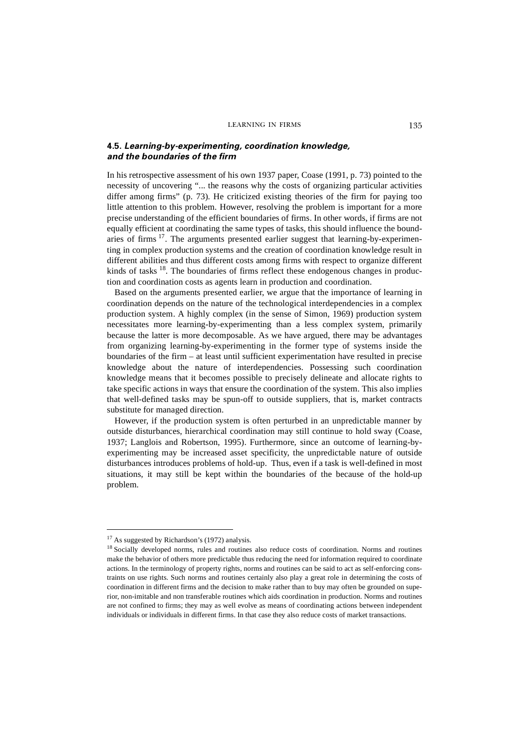### 4.5. *Learning-by-experimenting, coordination knowledge, and the boundaries of the firm*

In his retrospective assessment of his own 1937 paper, Coase (1991, p. 73) pointed to the necessity of uncovering "... the reasons why the costs of organizing particular activities differ among firms" (p. 73). He criticized existing theories of the firm for paying too little attention to this problem. However, resolving the problem is important for a more precise understanding of the efficient boundaries of firms. In other words, if firms are not equally efficient at coordinating the same types of tasks, this should influence the boundaries of firms [17]. The arguments presented earlier suggest that learning-by-experimenting in complex production systems and the creation of coordination knowledge result in different abilities and thus different costs among firms with respect to organize different kinds of tasks [18]. The boundaries of firms reflect these endogenous changes in production and coordination costs as agents learn in production and coordination.

Based on the arguments presented earlier, we argue that the importance of learning in coordination depends on the nature of the technological interdependencies in a complex production system. A highly complex (in the sense of Simon, 1969) production system necessitates more learning-by-experimenting than a less complex system, primarily because the latter is more decomposable. As we have argued, there may be advantages from organizing learning-by-experimenting in the former type of systems inside the boundaries of the firm – at least until sufficient experimentation have resulted in precise knowledge about the nature of interdependencies. Possessing such coordination knowledge means that it becomes possible to precisely delineate and allocate rights to take specific actions in ways that ensure the coordination of the system. This also implies that well-defined tasks may be spun-off to outside suppliers, that is, market contracts substitute for managed direction.

However, if the production system is often perturbed in an unpredictable manner by outside disturbances, hierarchical coordination may still continue to hold sway (Coase, 1937; Langlois and Robertson, 1995). Furthermore, since an outcome of learning-by-experimenting may be increased asset specificity, the unpredictable nature of outside disturbances introduces problems of hold-up. Thus, even if a task is well-defined in most situations, it may still be kept within the boundaries of the because of the hold-up problem.

---

[17] As suggested by Richardson's (1972) analysis.

[18] Socially developed norms, rules and routines also reduce costs of coordination. Norms and routines make the behavior of others more predictable thus reducing the need for information required to coordinate actions. In the terminology of property rights, norms and routines can be said to act as self-enforcing constraints on use rights. Such norms and routines certainly also play a great role in determining the costs of coordination in different firms and the decision to make rather than to buy may often be grounded on superior, non-imitable and non transferable routines which aids coordination in production. Norms and routines are not confined to firms; they may as well evolve as means of coordinating actions between independent individuals or individuals in different firms. In that case they also reduce costs of market transactions.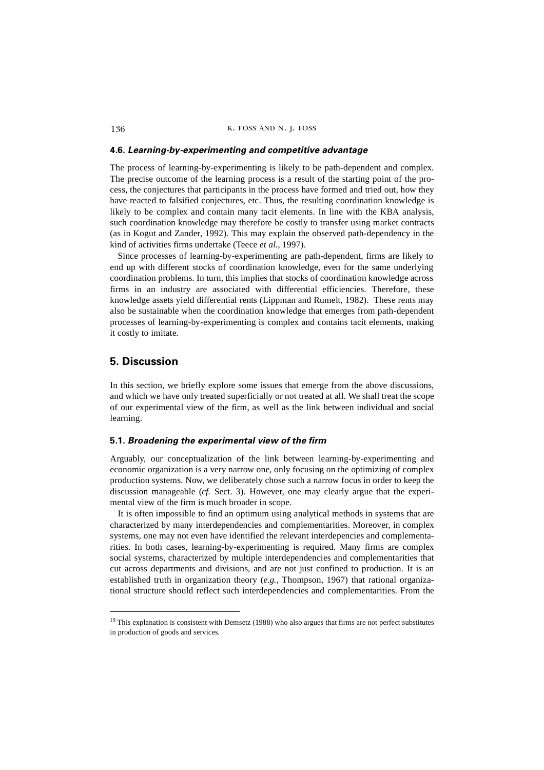### 4.6. *Learning-by-experimenting and competitive advantage*

The process of learning-by-experimenting is likely to be path-dependent and complex. The precise outcome of the learning process is a result of the starting point of the process, the conjectures that participants in the process have formed and tried out, how they have reacted to falsified conjectures, etc. Thus, the resulting coordination knowledge is likely to be complex and contain many tacit elements. In line with the KBA analysis, such coordination knowledge may therefore be costly to transfer using market contracts (as in Kogut and Zander, 1992). This may explain the observed path-dependency in the kind of activities firms undertake (Teece *et al.*, 1997).

Since processes of learning-by-experimenting are path-dependent, firms are likely to end up with different stocks of coordination knowledge, even for the same underlying coordination problems. In turn, this implies that stocks of coordination knowledge across firms in an industry are associated with differential efficiencies. Therefore, these knowledge assets yield differential rents (Lippman and Rumelt, 1982). These rents may also be sustainable when the coordination knowledge that emerges from path-dependent processes of learning-by-experimenting is complex and contains tacit elements, making it costly to imitate.

## 5. Discussion

In this section, we briefly explore some issues that emerge from the above discussions, and which we have only treated superficially or not treated at all. We shall treat the scope of our experimental view of the firm, as well as the link between individual and social learning.

### 5.1. *Broadening the experimental view of the firm*

Arguably, our conceptualization of the link between learning-by-experimenting and economic organization is a very narrow one, only focusing on the optimizing of complex production systems. Now, we deliberately chose such a narrow focus in order to keep the discussion manageable (*cf.* Sect. 3). However, one may clearly argue that the experimental view of the firm is much broader in scope.

It is often impossible to find an optimum using analytical methods in systems that are characterized by many interdependencies and complementarities. Moreover, in complex systems, one may not even have identified the relevant interdepencies and complementarities. In both cases, learning-by-experimenting is required. Many firms are complex social systems, characterized by multiple interdependencies and complementarities that cut across departments and divisions, and are not just confined to production. It is an established truth in organization theory (*e.g.*, Thompson, 1967) that rational organizational structure should reflect such interdependencies and complementarities. From the

[19] This explanation is consistent with Demsetz (1988) who also argues that firms are not perfect substitutes in production of goods and services.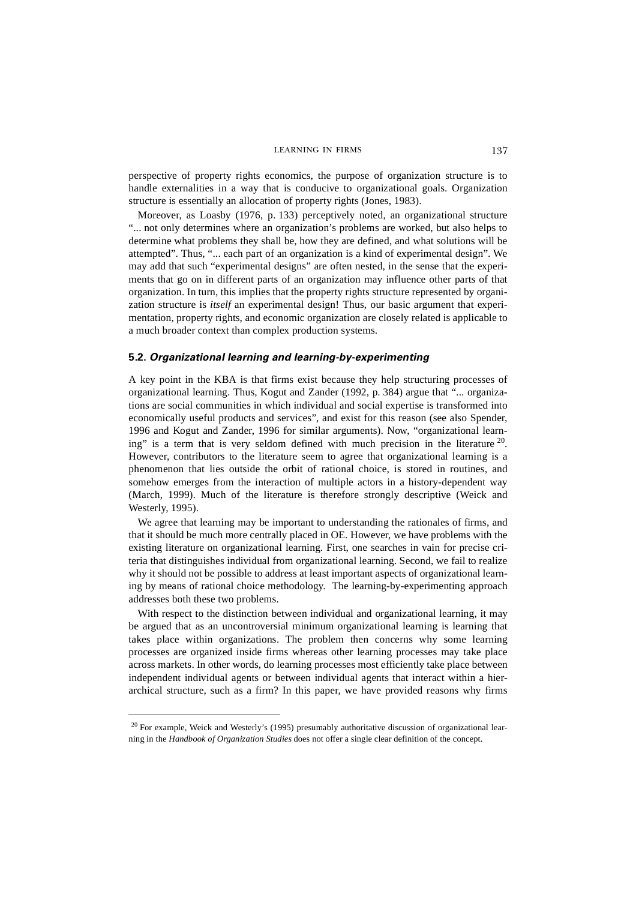perspective of property rights economics, the purpose of organization structure is to handle externalities in a way that is conducive to organizational goals. Organization structure is essentially an allocation of property rights (Jones, 1983).

Moreover, as Loasby (1976, p. 133) perceptively noted, an organizational structure "... not only determines where an organization's problems are worked, but also helps to determine what problems they shall be, how they are defined, and what solutions will be attempted". Thus, "... each part of an organization is a kind of experimental design". We may add that such "experimental designs" are often nested, in the sense that the experiments that go on in different parts of an organization may influence other parts of that organization. In turn, this implies that the property rights structure represented by organization structure is *itself* an experimental design! Thus, our basic argument that experimentation, property rights, and economic organization are closely related is applicable to a much broader context than complex production systems.

### 5.2. *Organizational learning and learning-by-experimenting*

A key point in the KBA is that firms exist because they help structuring processes of organizational learning. Thus, Kogut and Zander (1992, p. 384) argue that "... organizations are social communities in which individual and social expertise is transformed into economically useful products and services", and exist for this reason (see also Spender, 1996 and Kogut and Zander, 1996 for similar arguments). Now, "organizational learning" is a term that is very seldom defined with much precision in the literature [20]. However, contributors to the literature seem to agree that organizational learning is a phenomenon that lies outside the orbit of rational choice, is stored in routines, and somehow emerges from the interaction of multiple actors in a history-dependent way (March, 1999). Much of the literature is therefore strongly descriptive (Weick and Westerly, 1995).

We agree that learning may be important to understanding the rationales of firms, and that it should be much more centrally placed in OE. However, we have problems with the existing literature on organizational learning. First, one searches in vain for precise criteria that distinguishes individual from organizational learning. Second, we fail to realize why it should not be possible to address at least important aspects of organizational learning by means of rational choice methodology. The learning-by-experimenting approach addresses both these two problems.

With respect to the distinction between individual and organizational learning, it may be argued that as an uncontroversial minimum organizational learning is learning that takes place within organizations. The problem then concerns why some learning processes are organized inside firms whereas other learning processes may take place across markets. In other words, do learning processes most efficiently take place between independent individual agents or between individual agents that interact within a hierarchical structure, such as a firm? In this paper, we have provided reasons why firms

[20] For example, Weick and Westerly's (1995) presumably authoritative discussion of organizational learning in the *Handbook of Organization Studies* does not offer a single clear definition of the concept.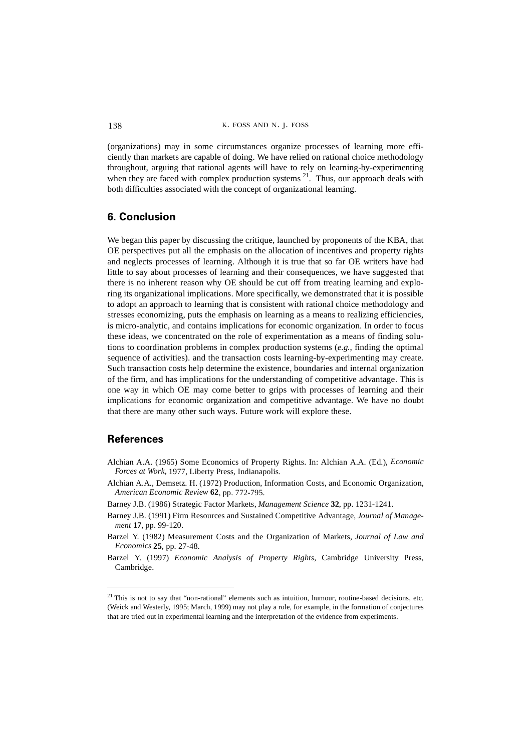(organizations) may in some circumstances organize processes of learning more efficiently than markets are capable of doing. We have relied on rational choice methodology throughout, arguing that rational agents will have to rely on learning-by-experimenting when they are faced with complex production systems [21]. Thus, our approach deals with both difficulties associated with the concept of organizational learning.

## 6. Conclusion

We began this paper by discussing the critique, launched by proponents of the KBA, that OE perspectives put all the emphasis on the allocation of incentives and property rights and neglects processes of learning. Although it is true that so far OE writers have had little to say about processes of learning and their consequences, we have suggested that there is no inherent reason why OE should be cut off from treating learning and exploring its organizational implications. More specifically, we demonstrated that it is possible to adopt an approach to learning that is consistent with rational choice methodology and stresses economizing, puts the emphasis on learning as a means to realizing efficiencies, is micro-analytic, and contains implications for economic organization. In order to focus these ideas, we concentrated on the role of experimentation as a means of finding solutions to coordination problems in complex production systems (*e.g.*, finding the optimal sequence of activities). and the transaction costs learning-by-experimenting may create. Such transaction costs help determine the existence, boundaries and internal organization of the firm, and has implications for the understanding of competitive advantage. This is one way in which OE may come better to grips with processes of learning and their implications for economic organization and competitive advantage. We have no doubt that there are many other such ways. Future work will explore these.

## References

Alchian A.A. (1965) Some Economics of Property Rights. In: Alchian A.A. (Ed.), *Economic Forces at Work*, 1977, Liberty Press, Indianapolis.

Alchian A.A., Demsetz. H. (1972) Production, Information Costs, and Economic Organization, *American Economic Review* **62**, pp. 772-795.

Barney J.B. (1986) Strategic Factor Markets, *Management Science* **32**, pp. 1231-1241.

Barney J.B. (1991) Firm Resources and Sustained Competitive Advantage, *Journal of Management* **17**, pp. 99-120.

Barzel Y. (1982) Measurement Costs and the Organization of Markets, *Journal of Law and Economics* **25**, pp. 27-48.

Barzel Y. (1997) *Economic Analysis of Property Rights*, Cambridge University Press, Cambridge.

---

[21] This is not to say that "non-rational" elements such as intuition, humour, routine-based decisions, etc. (Weick and Westerly, 1995; March, 1999) may not play a role, for example, in the formation of conjectures that are tried out in experimental learning and the interpretation of the evidence from experiments.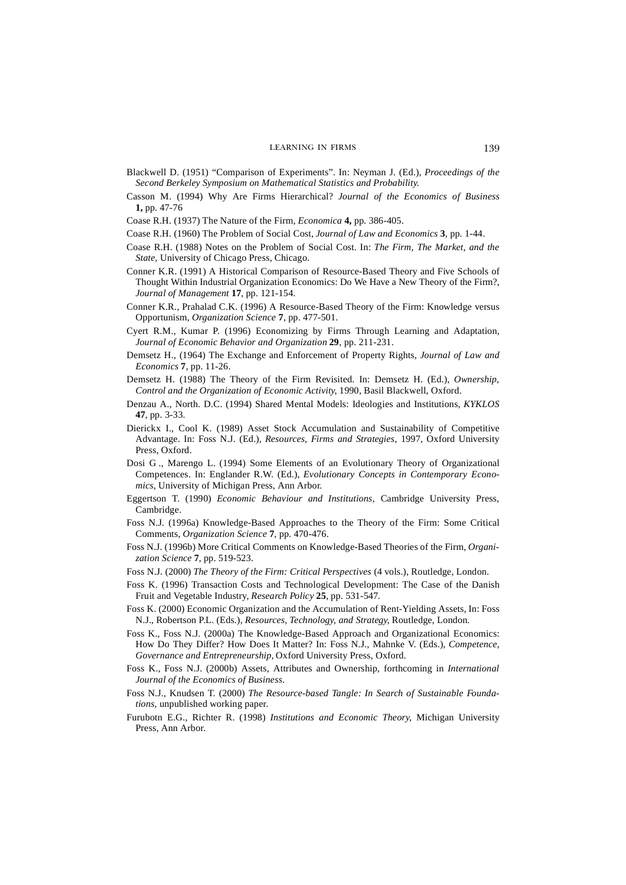Blackwell D. (1951) "Comparison of Experiments". In: Neyman J. (Ed.), *Proceedings of the Second Berkeley Symposium on Mathematical Statistics and Probability*.

Casson M. (1994) Why Are Firms Hierarchical? *Journal of the Economics of Business* **1,** pp. 47-76

Coase R.H. (1937) The Nature of the Firm, *Economica* **4,** pp. 386-405.

Coase R.H. (1960) The Problem of Social Cost, *Journal of Law and Economics* **3**, pp. 1-44.

Coase R.H. (1988) Notes on the Problem of Social Cost. In: *The Firm, The Market, and the State*, University of Chicago Press, Chicago.

Conner K.R. (1991) A Historical Comparison of Resource-Based Theory and Five Schools of Thought Within Industrial Organization Economics: Do We Have a New Theory of the Firm?, *Journal of Management* **17**, pp. 121-154.

Conner K.R., Prahalad C.K. (1996) A Resource-Based Theory of the Firm: Knowledge versus Opportunism, *Organization Science* **7**, pp. 477-501.

Cyert R.M., Kumar P. (1996) Economizing by Firms Through Learning and Adaptation, *Journal of Economic Behavior and Organization* **29**, pp. 211-231.

Demsetz H., (1964) The Exchange and Enforcement of Property Rights, *Journal of Law and Economics* **7**, pp. 11-26.

Demsetz H. (1988) The Theory of the Firm Revisited. In: Demsetz H. (Ed.), *Ownership, Control and the Organization of Economic Activity*, 1990, Basil Blackwell, Oxford.

Denzau A., North. D.C. (1994) Shared Mental Models: Ideologies and Institutions, *KYKLOS* **47**, pp. 3-33.

Dierickx I., Cool K. (1989) Asset Stock Accumulation and Sustainability of Competitive Advantage. In: Foss N.J. (Ed.), *Resources, Firms and Strategies*, 1997, Oxford University Press, Oxford.

Dosi G., Marengo L. (1994) Some Elements of an Evolutionary Theory of Organizational Competences. In: Englander R.W. (Ed.), *Evolutionary Concepts in Contemporary Economics*, University of Michigan Press, Ann Arbor.

Eggertson T. (1990) *Economic Behaviour and Institutions*, Cambridge University Press, Cambridge.

Foss N.J. (1996a) Knowledge-Based Approaches to the Theory of the Firm: Some Critical Comments, *Organization Science* **7**, pp. 470-476.

Foss N.J. (1996b) More Critical Comments on Knowledge-Based Theories of the Firm, *Organization Science* **7**, pp. 519-523.

Foss N.J. (2000) *The Theory of the Firm: Critical Perspectives* (4 vols.), Routledge, London.

Foss K. (1996) Transaction Costs and Technological Development: The Case of the Danish Fruit and Vegetable Industry, *Research Policy* **25**, pp. 531-547.

Foss K. (2000) Economic Organization and the Accumulation of Rent-Yielding Assets, In: Foss N.J., Robertson P.L. (Eds.), *Resources, Technology, and Strategy*, Routledge, London.

Foss K., Foss N.J. (2000a) The Knowledge-Based Approach and Organizational Economics: How Do They Differ? How Does It Matter? In: Foss N.J., Mahnke V. (Eds.), *Competence, Governance and Entrepreneurship*, Oxford University Press, Oxford.

Foss K., Foss N.J. (2000b) Assets, Attributes and Ownership, forthcoming in *International Journal of the Economics of Business*.

Foss N.J., Knudsen T. (2000) *The Resource-based Tangle: In Search of Sustainable Foundations*, unpublished working paper.

Furubotn E.G., Richter R. (1998) *Institutions and Economic Theory*, Michigan University Press, Ann Arbor.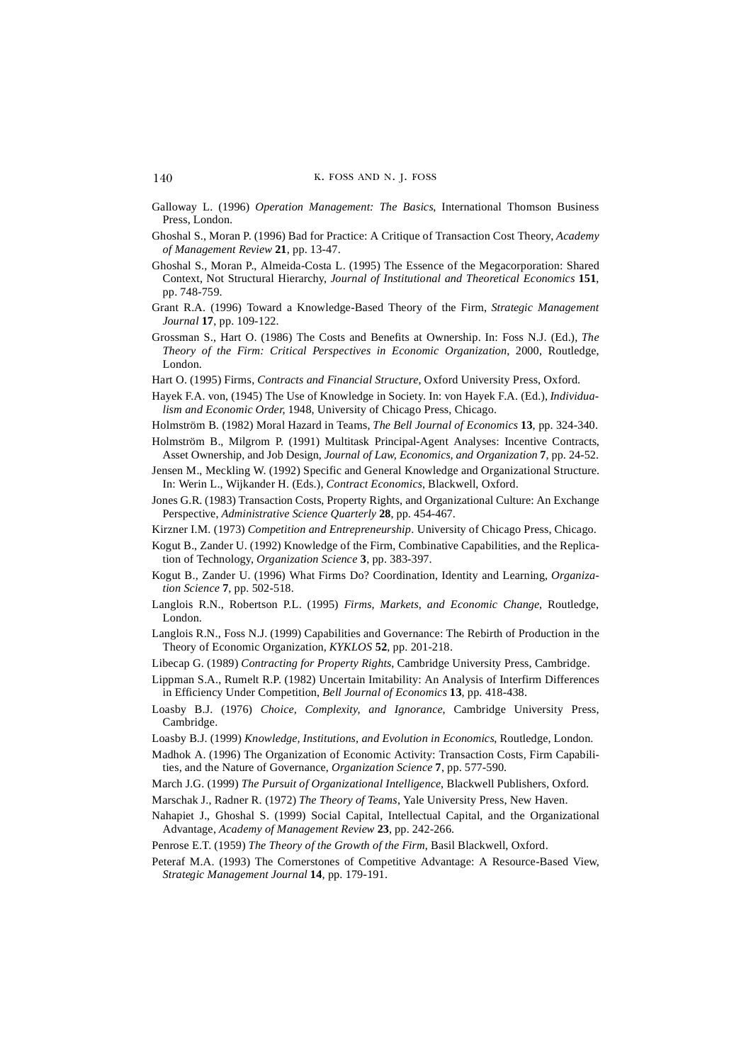Galloway L. (1996) *Operation Management: The Basics*, International Thomson Business Press, London.

Ghoshal S., Moran P. (1996) Bad for Practice: A Critique of Transaction Cost Theory, *Academy of Management Review* **21**, pp. 13-47.

Ghoshal S., Moran P., Almeida-Costa L. (1995) The Essence of the Megacorporation: Shared Context, Not Structural Hierarchy, *Journal of Institutional and Theoretical Economics* **151**, pp. 748-759.

Grant R.A. (1996) Toward a Knowledge-Based Theory of the Firm, *Strategic Management Journal* **17**, pp. 109-122.

Grossman S., Hart O. (1986) The Costs and Benefits at Ownership. In: Foss N.J. (Ed.), *The Theory of the Firm: Critical Perspectives in Economic Organization*, 2000, Routledge, London.

Hart O. (1995) Firms, *Contracts and Financial Structure*, Oxford University Press, Oxford.

Hayek F.A. von, (1945) The Use of Knowledge in Society. In: von Hayek F.A. (Ed.), *Individualism and Economic Order*, 1948, University of Chicago Press, Chicago.

Holmström B. (1982) Moral Hazard in Teams, *The Bell Journal of Economics* **13**, pp. 324-340.

Holmström B., Milgrom P. (1991) Multitask Principal-Agent Analyses: Incentive Contracts, Asset Ownership, and Job Design, *Journal of Law, Economics, and Organization* **7**, pp. 24-52.

Jensen M., Meckling W. (1992) Specific and General Knowledge and Organizational Structure. In: Werin L., Wijkander H. (Eds.), *Contract Economics*, Blackwell, Oxford.

Jones G.R. (1983) Transaction Costs, Property Rights, and Organizational Culture: An Exchange Perspective, *Administrative Science Quarterly* **28**, pp. 454-467.

Kirzner I.M. (1973) *Competition and Entrepreneurship*. University of Chicago Press, Chicago.

Kogut B., Zander U. (1992) Knowledge of the Firm, Combinative Capabilities, and the Replication of Technology, *Organization Science* **3**, pp. 383-397.

Kogut B., Zander U. (1996) What Firms Do? Coordination, Identity and Learning, *Organization Science* **7**, pp. 502-518.

Langlois R.N., Robertson P.L. (1995) *Firms, Markets, and Economic Change*, Routledge, London.

Langlois R.N., Foss N.J. (1999) Capabilities and Governance: The Rebirth of Production in the Theory of Economic Organization, *KYKLOS* **52**, pp. 201-218.

Libecap G. (1989) *Contracting for Property Rights*, Cambridge University Press, Cambridge.

Lippman S.A., Rumelt R.P. (1982) Uncertain Imitability: An Analysis of Interfirm Differences in Efficiency Under Competition, *Bell Journal of Economics* **13**, pp. 418-438.

Loasby B.J. (1976) *Choice, Complexity, and Ignorance*, Cambridge University Press, Cambridge.

Loasby B.J. (1999) *Knowledge, Institutions, and Evolution in Economics*, Routledge, London.

Madhok A. (1996) The Organization of Economic Activity: Transaction Costs, Firm Capabilities, and the Nature of Governance, *Organization Science* **7**, pp. 577-590.

March J.G. (1999) *The Pursuit of Organizational Intelligence*, Blackwell Publishers, Oxford.

Marschak J., Radner R. (1972) *The Theory of Teams*, Yale University Press, New Haven.

Nahapiet J., Ghoshal S. (1999) Social Capital, Intellectual Capital, and the Organizational Advantage, *Academy of Management Review* **23**, pp. 242-266.

Penrose E.T. (1959) *The Theory of the Growth of the Firm*, Basil Blackwell, Oxford.

Peteraf M.A. (1993) The Cornerstones of Competitive Advantage: A Resource-Based View, *Strategic Management Journal* **14**, pp. 179-191.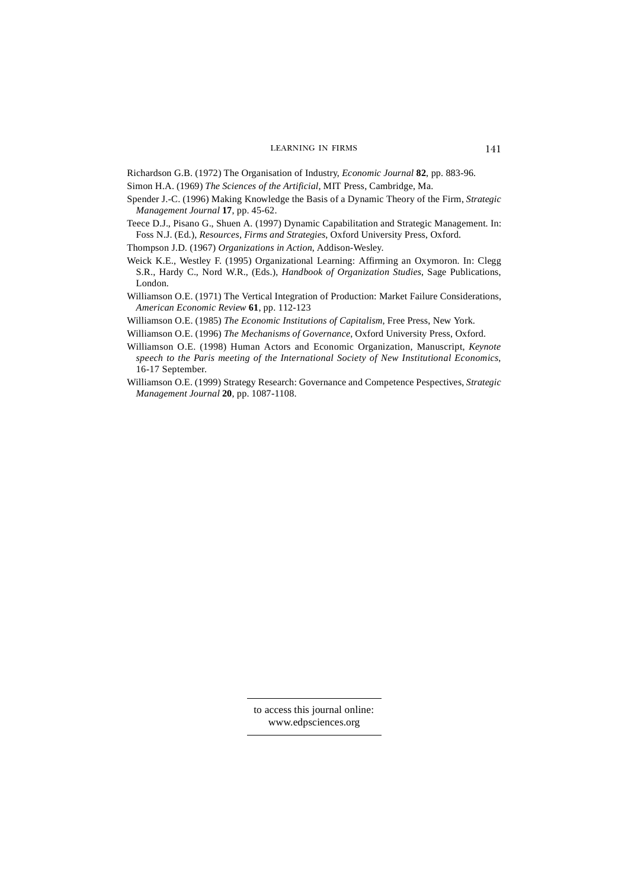Richardson G.B. (1972) The Organisation of Industry, *Economic Journal* **82**, pp. 883-96.

Simon H.A. (1969) *The Sciences of the Artificial*, MIT Press, Cambridge, Ma.

Spender J.-C. (1996) Making Knowledge the Basis of a Dynamic Theory of the Firm, *Strategic Management Journal* **17**, pp. 45-62.

Teece D.J., Pisano G., Shuen A. (1997) Dynamic Capabilitation and Strategic Management. In: Foss N.J. (Ed.), *Resources, Firms and Strategies*, Oxford University Press, Oxford.

Thompson J.D. (1967) *Organizations in Action*, Addison-Wesley.

Weick K.E., Westley F. (1995) Organizational Learning: Affirming an Oxymoron. In: Clegg S.R., Hardy C., Nord W.R., (Eds.), *Handbook of Organization Studies*, Sage Publications, London.

Williamson O.E. (1971) The Vertical Integration of Production: Market Failure Considerations, *American Economic Review* **61**, pp. 112-123

Williamson O.E. (1985) *The Economic Institutions of Capitalism*, Free Press, New York.

Williamson O.E. (1996) *The Mechanisms of Governance*, Oxford University Press, Oxford.

Williamson O.E. (1998) Human Actors and Economic Organization, Manuscript, *Keynote speech to the Paris meeting of the International Society of New Institutional Economics*, 16-17 September.

Williamson O.E. (1999) Strategy Research: Governance and Competence Pespectives, *Strategic Management Journal* **20**, pp. 1087-1108.

to access this journal online:
www.edpsciences.org